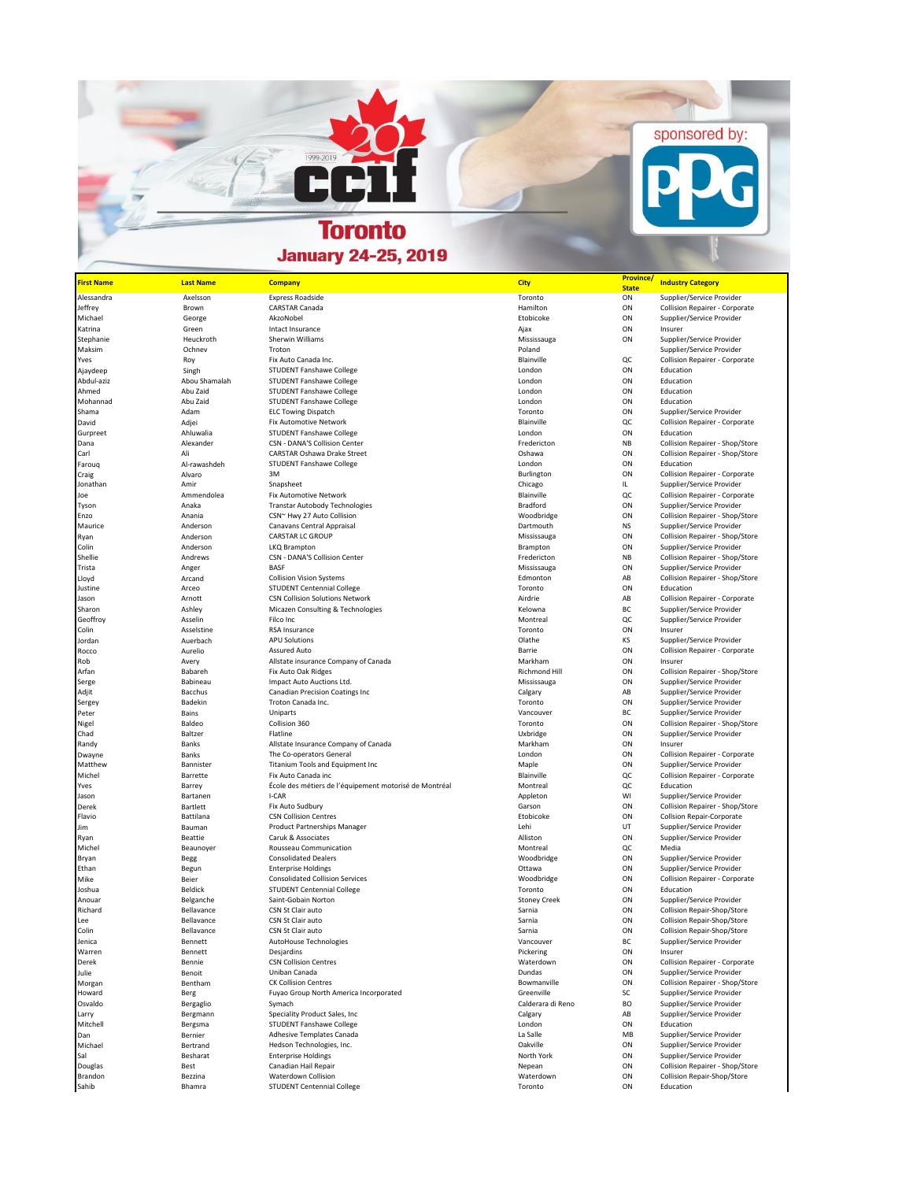# CCIF Toronto

**January 24-25, 2019**

sponsored by: PPG

| First Name | Last Name | Company | City | Province/ State | Industry Category |
|---|---|---|---|---|---|
| Alessandra | Axelsson | Express Roadside | Toronto | ON | Supplier/Service Provider |
| Jeffrey | Brown | CARSTAR Canada | Hamilton | ON | Collision Repairer - Corporate |
| Michael | George | AkzoNobel | Etobicoke | ON | Supplier/Service Provider |
| Katrina | Green | Intact Insurance | Ajax | ON | Insurer |
| Stephanie | Heuckroth | Sherwin Williams | Mississauga | ON | Supplier/Service Provider |
| Maksim | Ochnev | Troton | Poland | | Supplier/Service Provider |
| Yves | Roy | Fix Auto Canada Inc. | Blainville | QC | Collision Repairer - Corporate |
| Ajaydeep | Singh | STUDENT Fanshawe College | London | ON | Education |
| Abdul-aziz | Abou Shamalah | STUDENT Fanshawe College | London | ON | Education |
| Ahmed | Abu Zaid | STUDENT Fanshawe College | London | ON | Education |
| Mohannad | Abu Zaid | STUDENT Fanshawe College | London | ON | Education |
| Shama | Adam | ELC Towing Dispatch | Toronto | ON | Supplier/Service Provider |
| David | Adjei | Fix Automotive Network | Blainville | QC | Collision Repairer - Corporate |
| Gurpreet | Ahluwalia | STUDENT Fanshawe College | London | ON | Education |
| Dana | Alexander | CSN - DANA'S Collision Center | Fredericton | NB | Collision Repairer - Shop/Store |
| Carl | Ali | CARSTAR Oshawa Drake Street | Oshawa | ON | Collision Repairer - Shop/Store |
| Farouq | Al-rawashdeh | STUDENT Fanshawe College | London | ON | Education |
| Craig | Alvaro | 3M | Burlington | ON | Collision Repairer - Corporate |
| Jonathan | Amir | Snapsheet | Chicago | IL | Supplier/Service Provider |
| Joe | Ammendolea | Fix Automotive Network | Blainville | QC | Collision Repairer - Corporate |
| Tyson | Anaka | Transtar Autobody Technologies | Bradford | ON | Supplier/Service Provider |
| Enzo | Anania | CSN~ Hwy 27 Auto Collision | Woodbridge | ON | Collision Repairer - Shop/Store |
| Maurice | Anderson | Canavans Central Appraisal | Dartmouth | NS | Supplier/Service Provider |
| Ryan | Anderson | CARSTAR LC GROUP | Mississauga | ON | Collision Repairer - Shop/Store |
| Colin | Anderson | LKQ Brampton | Brampton | ON | Supplier/Service Provider |
| Shellie | Andrews | CSN - DANA'S Collision Center | Fredericton | NB | Collision Repairer - Shop/Store |
| Trista | Anger | BASF | Mississauga | ON | Supplier/Service Provider |
| Lloyd | Arcand | Collision Vision Systems | Edmonton | AB | Collision Repairer - Shop/Store |
| Justine | Arceo | STUDENT Centennial College | Toronto | ON | Education |
| Jason | Arnott | CSN Collision Solutions Network | Airdrie | AB | Collision Repairer - Corporate |
| Sharon | Ashley | Micazen Consulting & Technologies | Kelowna | BC | Supplier/Service Provider |
| Geoffroy | Asselin | Filco Inc | Montreal | QC | Supplier/Service Provider |
| Colin | Asselstine | RSA Insurance | Toronto | ON | Insurer |
| Jordan | Auerbach | APU Solutions | Olathe | KS | Supplier/Service Provider |
| Rocco | Aurelio | Assured Auto | Barrie | ON | Collision Repairer - Corporate |
| Rob | Avery | Allstate insurance Company of Canada | Markham | ON | Insurer |
| Arfan | Babareh | Fix Auto Oak Ridges | Richmond Hill | ON | Collision Repairer - Shop/Store |
| Serge | Babineau | Impact Auto Auctions Ltd. | Mississauga | ON | Supplier/Service Provider |
| Adjit | Bacchus | Canadian Precision Coatings Inc | Calgary | AB | Supplier/Service Provider |
| Sergey | Badekin | Troton Canada Inc. | Toronto | ON | Supplier/Service Provider |
| Peter | Bains | Uniparts | Vancouver | BC | Supplier/Service Provider |
| Nigel | Baldeo | Collision 360 | Toronto | ON | Collision Repairer - Shop/Store |
| Chad | Baltzer | Flatline | Uxbridge | ON | Supplier/Service Provider |
| Randy | Banks | Allstate Insurance Company of Canada | Markham | ON | Insurer |
| Dwayne | Banks | The Co-operators General | London | ON | Collision Repairer - Corporate |
| Matthew | Bannister | Titanium Tools and Equipment Inc | Maple | ON | Supplier/Service Provider |
| Michel | Barrette | Fix Auto Canada inc | Blainville | QC | Collision Repairer - Corporate |
| Yves | Barrey | École des métiers de l'équipement motorisé de Montréal | Montreal | QC | Education |
| Jason | Bartanen | I-CAR | Appleton | WI | Supplier/Service Provider |
| Derek | Bartlett | Fix Auto Sudbury | Garson | ON | Collision Repairer - Shop/Store |
| Flavio | Battilana | CSN Collision Centres | Etobicoke | ON | Collsion Repair-Corporate |
| Jim | Bauman | Product Partnerships Manager | Lehi | UT | Supplier/Service Provider |
| Ryan | Beattie | Caruk & Associates | Alliston | ON | Supplier/Service Provider |
| Michel | Beaunoyer | Rousseau Communication | Montreal | QC | Media |
| Bryan | Begg | Consolidated Dealers | Woodbridge | ON | Supplier/Service Provider |
| Ethan | Begun | Enterprise Holdings | Ottawa | ON | Supplier/Service Provider |
| Mike | Beier | Consolidated Collision Services | Woodbridge | ON | Collision Repairer - Corporate |
| Joshua | Beldick | STUDENT Centennial College | Toronto | ON | Education |
| Anouar | Belganche | Saint-Gobain Norton | Stoney Creek | ON | Supplier/Service Provider |
| Richard | Bellavance | CSN St Clair auto | Sarnia | ON | Collision Repair-Shop/Store |
| Lee | Bellavance | CSN St Clair auto | Sarnia | ON | Collision Repair-Shop/Store |
| Colin | Bellavance | CSN St Clair auto | Sarnia | ON | Collision Repair-Shop/Store |
| Jenica | Bennett | AutoHouse Technologies | Vancouver | BC | Supplier/Service Provider |
| Warren | Bennett | Desjardins | Pickering | ON | Insurer |
| Derek | Bennie | CSN Collision Centres | Waterdown | ON | Collision Repairer - Corporate |
| Julie | Benoit | Uniban Canada | Dundas | ON | Supplier/Service Provider |
| Morgan | Bentham | CK Collision Centres | Bowmanville | ON | Collision Repairer - Shop/Store |
| Howard | Berg | Fuyao Group North America Incorporated | Greenville | SC | Supplier/Service Provider |
| Osvaldo | Bergaglio | Symach | Calderara di Reno | BO | Supplier/Service Provider |
| Larry | Bergmann | Speciality Product Sales, Inc | Calgary | AB | Supplier/Service Provider |
| Mitchell | Bergsma | STUDENT Fanshawe College | London | ON | Education |
| Dan | Bernier | Adhesive Templates Canada | La Salle | MB | Supplier/Service Provider |
| Michael | Bertrand | Hedson Technologies, Inc. | Oakville | ON | Supplier/Service Provider |
| Sal | Besharat | Enterprise Holdings | North York | ON | Supplier/Service Provider |
| Douglas | Best | Canadian Hail Repair | Nepean | ON | Collision Repairer - Shop/Store |
| Brandon | Bezzina | Waterdown Collision | Waterdown | ON | Collision Repair-Shop/Store |
| Sahib | Bhamra | STUDENT Centennial College | Toronto | ON | Education |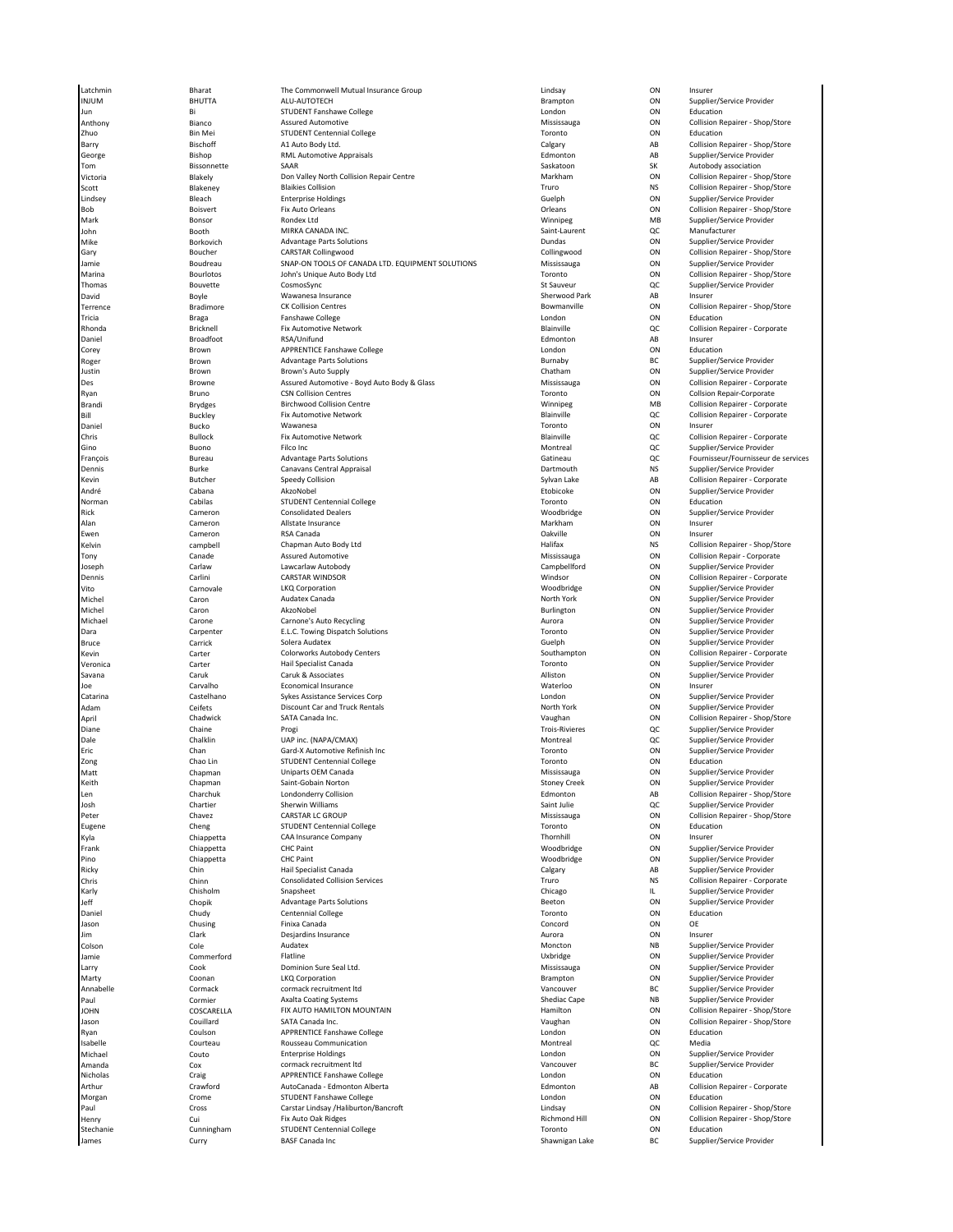| | | | | | |
|---|---|---|---|---|---|
| Latchmin | Bharat | The Commonwell Mutual Insurance Group | Lindsay | ON | Insurer |
| INJUM | BHUTTA | ALU-AUTOTECH | Brampton | ON | Supplier/Service Provider |
| Jun | Bi | STUDENT Fanshawe College | London | ON | Education |
| Anthony | Bianco | Assured Automotive | Mississauga | ON | Collision Repairer - Shop/Store |
| Zhuo | Bin Mei | STUDENT Centennial College | Toronto | ON | Education |
| Barry | Bischoff | A1 Auto Body Ltd. | Calgary | AB | Collision Repairer - Shop/Store |
| George | Bishop | RML Automotive Appraisals | Edmonton | AB | Supplier/Service Provider |
| Tom | Bissonnette | SAAR | Saskatoon | SK | Autobody association |
| Victoria | Blakely | Don Valley North Collision Repair Centre | Markham | ON | Collision Repairer - Shop/Store |
| Scott | Blakeney | Blaikies Collision | Truro | NS | Collision Repairer - Shop/Store |
| Lindsey | Bleach | Enterprise Holdings | Guelph | ON | Supplier/Service Provider |
| Bob | Boisvert | Fix Auto Orleans | Orleans | ON | Collision Repairer - Shop/Store |
| Mark | Bonsor | Rondex Ltd | Winnipeg | MB | Supplier/Service Provider |
| John | Booth | MIRKA CANADA INC. | Saint-Laurent | QC | Manufacturer |
| Mike | Borkovich | Advantage Parts Solutions | Dundas | ON | Supplier/Service Provider |
| Gary | Boucher | CARSTAR Collingwood | Collingwood | ON | Collision Repairer - Shop/Store |
| Jamie | Boudreau | SNAP-ON TOOLS OF CANADA LTD. EQUIPMENT SOLUTIONS | Mississauga | ON | Supplier/Service Provider |
| Marina | Bourlotos | John's Unique Auto Body Ltd | Toronto | ON | Collision Repairer - Shop/Store |
| Thomas | Bouvette | CosmosSync | St Sauveur | QC | Supplier/Service Provider |
| David | Boyle | Wawanesa Insurance | Sherwood Park | AB | Insurer |
| Terrence | Bradimore | CK Collision Centres | Bowmanville | ON | Collision Repairer - Shop/Store |
| Tricia | Braga | Fanshawe College | London | ON | Education |
| Rhonda | Bricknell | Fix Automotive Network | Blainville | QC | Collision Repairer - Corporate |
| Daniel | Broadfoot | RSA/Unifund | Edmonton | AB | Insurer |
| Corey | Brown | APPRENTICE Fanshawe College | London | ON | Education |
| Roger | Brown | Advantage Parts Solutions | Burnaby | BC | Supplier/Service Provider |
| Justin | Brown | Brown's Auto Supply | Chatham | ON | Supplier/Service Provider |
| Des | Browne | Assured Automotive - Boyd Auto Body & Glass | Mississauga | ON | Collision Repairer - Corporate |
| Ryan | Bruno | CSN Collision Centres | Toronto | ON | Collision Repair-Corporate |
| Brandi | Brydges | Birchwood Collision Centre | Winnipeg | MB | Collision Repairer - Corporate |
| Bill | Buckley | Fix Automotive Network | Blainville | QC | Collision Repairer - Corporate |
| Daniel | Bucko | Wawanesa | Toronto | ON | Insurer |
| Chris | Bullock | Fix Automotive Network | Blainville | QC | Collision Repairer - Corporate |
| Gino | Buono | Filco Inc | Montreal | QC | Supplier/Service Provider |
| François | Bureau | Advantage Parts Solutions | Gatineau | QC | Fournisseur/Fournisseur de services |
| Dennis | Burke | Canavans Central Appraisal | Dartmouth | NS | Supplier/Service Provider |
| Kevin | Butcher | Speedy Collision | Sylvan Lake | AB | Collision Repairer - Corporate |
| André | Cabana | AkzoNobel | Etobicoke | ON | Supplier/Service Provider |
| Norman | Cabilas | STUDENT Centennial College | Toronto | ON | Education |
| Rick | Cameron | Consolidated Dealers | Woodbridge | ON | Supplier/Service Provider |
| Alan | Cameron | Allstate Insurance | Markham | ON | Insurer |
| Ewen | Cameron | RSA Canada | Oakville | ON | Insurer |
| Kelvin | campbell | Chapman Auto Body Ltd | Halifax | NS | Collision Repairer - Shop/Store |
| Tony | Canade | Assured Automotive | Mississauga | ON | Collision Repair - Corporate |
| Joseph | Carlaw | Lawcarlaw Autobody | Campbellford | ON | Supplier/Service Provider |
| Dennis | Carlini | CARSTAR WINDSOR | Windsor | ON | Collision Repairer - Corporate |
| Vito | Carnovale | LKQ Corporation | Woodbridge | ON | Supplier/Service Provider |
| Michel | Caron | Audatex Canada | North York | ON | Supplier/Service Provider |
| Michel | Caron | AkzoNobel | Burlington | ON | Supplier/Service Provider |
| Michael | Carone | Carnone's Auto Recycling | Aurora | ON | Supplier/Service Provider |
| Dara | Carpenter | E.L.C. Towing Dispatch Solutions | Toronto | ON | Supplier/Service Provider |
| Bruce | Carrick | Solera Audatex | Guelph | ON | Supplier/Service Provider |
| Kevin | Carter | Colorworks Autobody Centers | Southampton | ON | Collision Repairer - Corporate |
| Veronica | Carter | Hail Specialist Canada | Toronto | ON | Supplier/Service Provider |
| Savana | Caruk | Caruk & Associates | Alliston | ON | Supplier/Service Provider |
| Joe | Carvalho | Economical Insurance | Waterloo | ON | Insurer |
| Catarina | Castelhano | Sykes Assistance Services Corp | London | ON | Supplier/Service Provider |
| Adam | Ceifets | Discount Car and Truck Rentals | North York | ON | Supplier/Service Provider |
| April | Chadwick | SATA Canada Inc. | Vaughan | ON | Collision Repairer - Shop/Store |
| Diane | Chaine | Progi | Trois-Rivieres | QC | Supplier/Service Provider |
| Dale | Chalklin | UAP inc. (NAPA/CMAX) | Montreal | QC | Supplier/Service Provider |
| Eric | Chan | Gard-X Automotive Refinish Inc | Toronto | ON | Supplier/Service Provider |
| Zong | Chao Lin | STUDENT Centennial College | Toronto | ON | Education |
| Matt | Chapman | Uniparts OEM Canada | Mississauga | ON | Supplier/Service Provider |
| Keith | Chapman | Saint-Gobain Norton | Stoney Creek | ON | Supplier/Service Provider |
| Len | Charchuk | Londonderry Collision | Edmonton | AB | Collision Repairer - Shop/Store |
| Josh | Chartier | Sherwin Williams | Saint Julie | QC | Supplier/Service Provider |
| Peter | Chavez | CARSTAR LC GROUP | Mississauga | ON | Collision Repairer - Shop/Store |
| Eugene | Cheng | STUDENT Centennial College | Toronto | ON | Education |
| Kyla | Chiappetta | CAA Insurance Company | Thornhill | ON | Insurer |
| Frank | Chiappetta | CHC Paint | Woodbridge | ON | Supplier/Service Provider |
| Pino | Chiappetta | CHC Paint | Woodbridge | ON | Supplier/Service Provider |
| Ricky | Chin | Hail Specialist Canada | Calgary | AB | Supplier/Service Provider |
| Chris | Chinn | Consolidated Collision Services | Truro | NS | Collision Repairer - Corporate |
| Karly | Chisholm | Snapsheet | Chicago | IL | Supplier/Service Provider |
| Jeff | Chopik | Advantage Parts Solutions | Beeton | ON | Supplier/Service Provider |
| Daniel | Chudy | Centennial College | Toronto | ON | Education |
| Jason | Chusing | Finixa Canada | Concord | ON | OE |
| Jim | Clark | Desjardins Insurance | Aurora | ON | Insurer |
| Colson | Cole | Audatex | Moncton | NB | Supplier/Service Provider |
| Jamie | Commerford | Flatline | Uxbridge | ON | Supplier/Service Provider |
| Larry | Cook | Dominion Sure Seal Ltd. | Mississauga | ON | Supplier/Service Provider |
| Marty | Coonan | LKQ Corporation | Brampton | ON | Supplier/Service Provider |
| Annabelle | Cormack | cormack recruitment ltd | Vancouver | BC | Supplier/Service Provider |
| Paul | Cormier | Axalta Coating Systems | Shediac Cape | NB | Supplier/Service Provider |
| JOHN | COSCARELLA | FIX AUTO HAMILTON MOUNTAIN | Hamilton | ON | Collision Repairer - Shop/Store |
| Jason | Couillard | SATA Canada Inc. | Vaughan | ON | Collision Repairer - Shop/Store |
| Ryan | Coulson | APPRENTICE Fanshawe College | London | ON | Education |
| Isabelle | Courteau | Rousseau Communication | Montreal | QC | Media |
| Michael | Couto | Enterprise Holdings | London | ON | Supplier/Service Provider |
| Amanda | Cox | cormack recruitment ltd | Vancouver | BC | Supplier/Service Provider |
| Nicholas | Craig | APPRENTICE Fanshawe College | London | ON | Education |
| Arthur | Crawford | AutoCanada - Edmonton Alberta | Edmonton | AB | Collision Repairer - Corporate |
| Morgan | Crome | STUDENT Fanshawe College | London | ON | Education |
| Paul | Cross | Carstar Lindsay /Haliburton/Bancroft | Lindsay | ON | Collision Repairer - Shop/Store |
| Henry | Cui | Fix Auto Oak Ridges | Richmond Hill | ON | Collision Repairer - Shop/Store |
| Stechanie | Cunningham | STUDENT Centennial College | Toronto | ON | Education |
| James | Curry | BASF Canada Inc | Shawnigan Lake | BC | Supplier/Service Provider |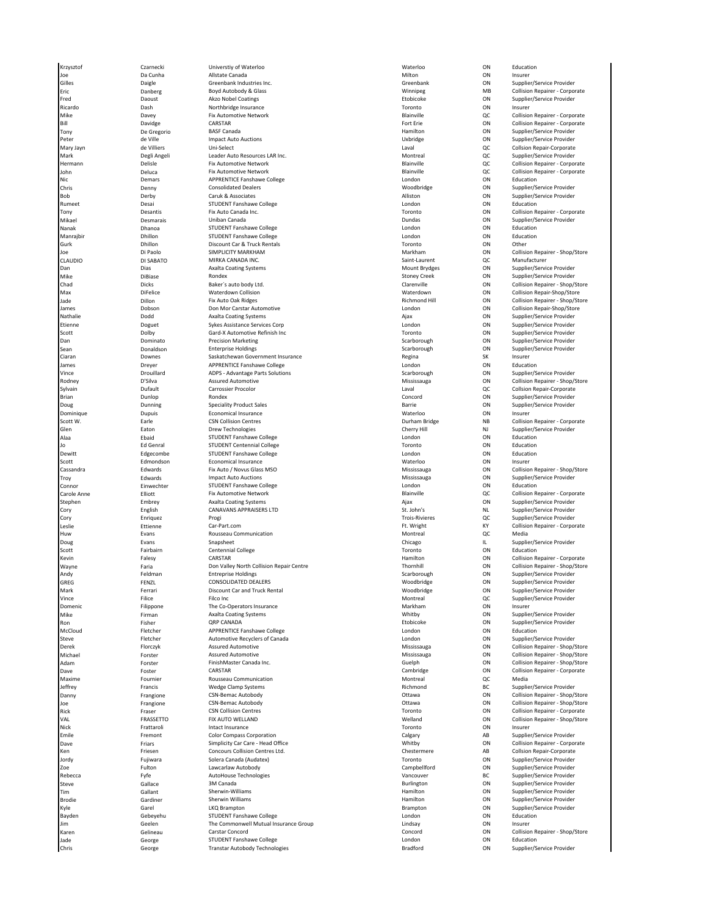| | | | | | |
|---|---|---|---|---|---|
| Krzysztof | Czarnecki | Universtiy of Waterloo | Waterloo | ON | Education |
| Joe | Da Cunha | Allstate Canada | Milton | ON | Insurer |
| Gilles | Daigle | Greenbank Industries Inc. | Greenbank | ON | Supplier/Service Provider |
| Eric | Danberg | Boyd Autobody & Glass | Winnipeg | MB | Collision Repairer - Corporate |
| Fred | Daoust | Akzo Nobel Coatings | Etobicoke | ON | Supplier/Service Provider |
| Ricardo | Dash | Northbridge Insurance | Toronto | ON | Insurer |
| Mike | Davey | Fix Automotive Network | Blainville | QC | Collision Repairer - Corporate |
| Bill | Davidge | CARSTAR | Fort Erie | ON | Collision Repairer - Corporate |
| Tony | De Gregorio | BASF Canada | Hamilton | ON | Supplier/Service Provider |
| Peter | de Ville | Impact Auto Auctions | Uxbridge | ON | Supplier/Service Provider |
| Mary Jayn | de Villiers | Uni-Select | Laval | QC | Collsion Repair-Corporate |
| Mark | Degli Angeli | Leader Auto Resources LAR Inc. | Montreal | QC | Supplier/Service Provider |
| Hermann | Delisle | Fix Automotive Network | Blainville | QC | Collision Repairer - Corporate |
| John | Deluca | Fix Automotive Network | Blainville | QC | Collision Repairer - Corporate |
| Nic | Demars | APPRENTICE Fanshawe College | London | ON | Education |
| Chris | Denny | Consolidated Dealers | Woodbridge | ON | Supplier/Service Provider |
| Bob | Derby | Caruk & Associates | Alliston | ON | Supplier/Service Provider |
| Rumeet | Desai | STUDENT Fanshawe College | London | ON | Education |
| Tony | Desantis | Fix Auto Canada Inc. | Toronto | ON | Collision Repairer - Corporate |
| Mikael | Desmarais | Uniban Canada | Dundas | ON | Supplier/Service Provider |
| Nanak | Dhanoa | STUDENT Fanshawe College | London | ON | Education |
| Manrajbir | Dhillon | STUDENT Fanshawe College | London | ON | Education |
| Gurk | Dhillon | Discount Car & Truck Rentals | Toronto | ON | Other |
| Joe | Di Paolo | SIMPLICITY MARKHAM | Markham | ON | Collision Repairer - Shop/Store |
| CLAUDIO | DI SABATO | MIRKA CANADA INC. | Saint-Laurent | QC | Manufacturer |
| Dan | Dias | Axalta Coating Systems | Mount Brydges | ON | Supplier/Service Provider |
| Mike | DiBiase | Rondex | Stoney Creek | ON | Supplier/Service Provider |
| Chad | Dicks | Baker`s auto body Ltd. | Clarenville | ON | Collision Repairer - Shop/Store |
| Max | DiFelice | Waterdown Collision | Waterdown | ON | Collision Repair-Shop/Store |
| Jade | Dillon | Fix Auto Oak Ridges | Richmond Hill | ON | Collision Repairer - Shop/Store |
| James | Dobson | Don Mor Carstar Automotive | London | ON | Collision Repair-Shop/Store |
| Nathalie | Dodd | Axalta Coating Systems | Ajax | ON | Supplier/Service Provider |
| Etienne | Doguet | Sykes Assistance Services Corp | London | ON | Supplier/Service Provider |
| Scott | Dolby | Gard-X Automotive Refinish Inc | Toronto | ON | Supplier/Service Provider |
| Dan | Dominato | Precision Marketing | Scarborough | ON | Supplier/Service Provider |
| Sean | Donaldson | Enterprise Holdings | Scarborough | ON | Supplier/Service Provider |
| Ciaran | Downes | Saskatchewan Government Insurance | Regina | SK | Insurer |
| James | Dreyer | APPRENTICE Fanshawe College | London | ON | Education |
| Vince | Drouillard | ADPS - Advantage Parts Solutions | Scarborough | ON | Supplier/Service Provider |
| Rodney | D'Silva | Assured Automotive | Mississauga | ON | Collision Repairer - Shop/Store |
| Sylvain | Dufault | Carrossier Procolor | Laval | QC | Collsion Repair-Corporate |
| Brian | Dunlop | Rondex | Concord | ON | Supplier/Service Provider |
| Doug | Dunning | Speciality Product Sales | Barrie | ON | Supplier/Service Provider |
| Dominique | Dupuis | Economical Insurance | Waterloo | ON | Insurer |
| Scott W. | Earle | CSN Collision Centres | Durham Bridge | NB | Collision Repairer - Corporate |
| Glen | Eaton | Drew Technologies | Cherry Hill | NJ | Supplier/Service Provider |
| Alaa | Ebaid | STUDENT Fanshawe College | London | ON | Education |
| Jo | Ed Genral | STUDENT Centennial College | Toronto | ON | Education |
| Dewitt | Edgecombe | STUDENT Fanshawe College | London | ON | Education |
| Scott | Edmondson | Economical Insurance | Waterloo | ON | Insurer |
| Cassandra | Edwards | Fix Auto / Novus Glass MSO | Mississauga | ON | Collision Repairer - Shop/Store |
| Troy | Edwards | Impact Auto Auctions | Mississauga | ON | Supplier/Service Provider |
| Connor | Einwechter | STUDENT Fanshawe College | London | ON | Education |
| Carole Anne | Elliott | Fix Automotive Network | Blainville | QC | Collision Repairer - Corporate |
| Stephen | Embrey | Axalta Coating Systems | Ajax | ON | Supplier/Service Provider |
| Cory | English | CANAVANS APPRAISERS LTD | St. John's | NL | Supplier/Service Provider |
| Cory | Enriquez | Progi | Trois-Rivieres | QC | Supplier/Service Provider |
| Leslie | Ettienne | Car-Part.com | Ft. Wright | KY | Collision Repairer - Corporate |
| Huw | Evans | Rousseau Communication | Montreal | QC | Media |
| Doug | Evans | Snapsheet | Chicago | IL | Supplier/Service Provider |
| Scott | Fairbairn | Centennial College | Toronto | ON | Education |
| Kevin | Falesy | CARSTAR | Hamilton | ON | Collision Repairer - Corporate |
| Wayne | Faria | Don Valley North Collision Repair Centre | Thornhill | ON | Collision Repairer - Shop/Store |
| Andy | Feldman | Entreprise Holdings | Scarborough | ON | Supplier/Service Provider |
| GREG | FENZL | CONSOLIDATED DEALERS | Woodbridge | ON | Supplier/Service Provider |
| Mark | Ferrari | Discount Car and Truck Rental | Woodbridge | ON | Supplier/Service Provider |
| Vince | Filice | Filco Inc | Montreal | QC | Supplier/Service Provider |
| Domenic | Filippone | The Co-Operators Insurance | Markham | ON | Insurer |
| Mike | Firman | Axalta Coating Systems | Whitby | ON | Supplier/Service Provider |
| Ron | Fisher | QRP CANADA | Etobicoke | ON | Supplier/Service Provider |
| McCloud | Fletcher | APPRENTICE Fanshawe College | London | ON | Education |
| Steve | Fletcher | Automotive Recyclers of Canada | London | ON | Supplier/Service Provider |
| Derek | Florczyk | Assured Automotive | Mississauga | ON | Collision Repairer - Shop/Store |
| Michael | Forster | Assured Automotive | Mississauga | ON | Collision Repairer - Shop/Store |
| Adam | Forster | FinishMaster Canada Inc. | Guelph | ON | Collision Repairer - Shop/Store |
| Dave | Foster | CARSTAR | Cambridge | ON | Collision Repairer - Corporate |
| Maxime | Fournier | Rousseau Communication | Montreal | QC | Media |
| Jeffrey | Francis | Wedge Clamp Systems | Richmond | BC | Supplier/Service Provider |
| Danny | Frangione | CSN-Bemac Autobody | Ottawa | ON | Collision Repairer - Shop/Store |
| Joe | Frangione | CSN-Bemac Autobody | Ottawa | ON | Collision Repairer - Shop/Store |
| Rick | Fraser | CSN Collision Centres | Toronto | ON | Collision Repairer - Corporate |
| VAL | FRASSETTO | FIX AUTO WELLAND | Welland | ON | Collision Repairer - Shop/Store |
| Nick | Frattaroli | Intact Insurance | Toronto | ON | Insurer |
| Emile | Fremont | Color Compass Corporation | Calgary | AB | Supplier/Service Provider |
| Dave | Friars | Simplicity Car Care - Head Office | Whitby | ON | Collision Repairer - Corporate |
| Ken | Friesen | Concours Collision Centres Ltd. | Chestermere | AB | Collsion Repair-Corporate |
| Jordy | Fujiwara | Solera Canada (Audatex) | Toronto | ON | Supplier/Service Provider |
| Zoe | Fulton | Lawcarlaw Autobody | Campbellford | ON | Supplier/Service Provider |
| Rebecca | Fyfe | AutoHouse Technologies | Vancouver | BC | Supplier/Service Provider |
| Steve | Gallace | 3M Canada | Burlington | ON | Supplier/Service Provider |
| Tim | Gallant | Sherwin-Williams | Hamilton | ON | Supplier/Service Provider |
| Brodie | Gardiner | Sherwin Williams | Hamilton | ON | Supplier/Service Provider |
| Kyle | Garel | LKQ Brampton | Brampton | ON | Supplier/Service Provider |
| Bayden | Gebeyehu | STUDENT Fanshawe College | London | ON | Education |
| Jim | Geelen | The Commonwell Mutual Insurance Group | Lindsay | ON | Insurer |
| Karen | Gelineau | Carstar Concord | Concord | ON | Collision Repairer - Shop/Store |
| Jade | George | STUDENT Fanshawe College | London | ON | Education |
| Chris | George | Transtar Autobody Technologies | Bradford | ON | Supplier/Service Provider |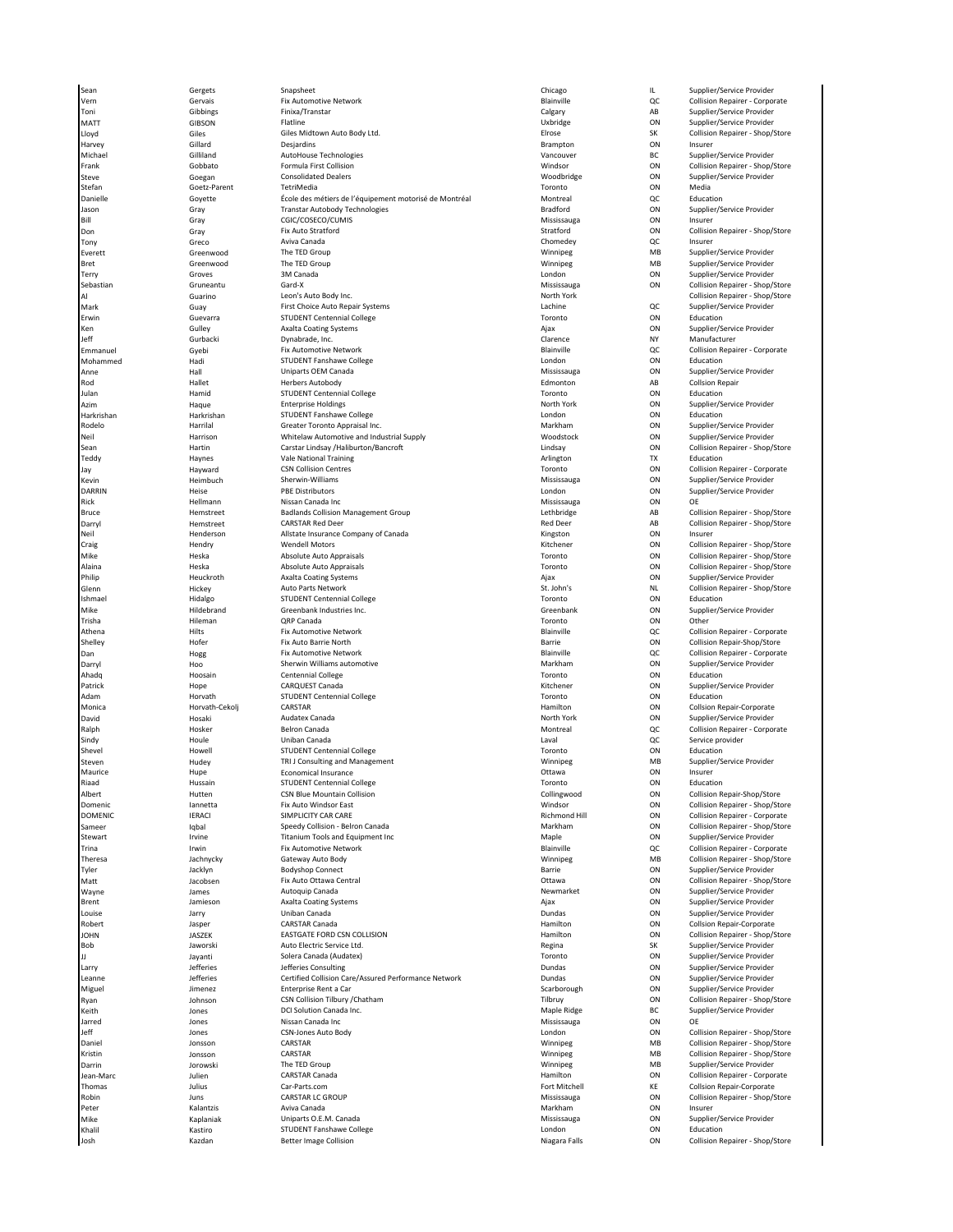| | | | | | |
|---|---|---|---|---|---|
| Sean | Gergets | Snapsheet | Chicago | IL | Supplier/Service Provider |
| Vern | Gervais | Fix Automotive Network | Blainville | QC | Collision Repairer - Corporate |
| Toni | Gibbings | Finixa/Transtar | Calgary | AB | Supplier/Service Provider |
| MATT | GIBSON | Flatline | Uxbridge | ON | Supplier/Service Provider |
| Lloyd | Giles | Giles Midtown Auto Body Ltd. | Elrose | SK | Collision Repairer - Shop/Store |
| Harvey | Gillard | Desjardins | Brampton | ON | Insurer |
| Michael | Gilliland | AutoHouse Technologies | Vancouver | BC | Supplier/Service Provider |
| Frank | Gobbato | Formula First Collision | Windsor | ON | Collision Repairer - Shop/Store |
| Steve | Goegan | Consolidated Dealers | Woodbridge | ON | Supplier/Service Provider |
| Stefan | Goetz-Parent | TetriMedia | Toronto | ON | Media |
| Danielle | Goyette | École des métiers de l'équipement motorisé de Montréal | Montreal | QC | Education |
| Jason | Gray | Transtar Autobody Technologies | Bradford | ON | Supplier/Service Provider |
| Bill | Gray | CGIC/COSECO/CUMIS | Mississauga | ON | Insurer |
| Don | Gray | Fix Auto Stratford | Stratford | ON | Collision Repairer - Shop/Store |
| Tony | Greco | Aviva Canada | Chomedey | QC | Insurer |
| Everett | Greenwood | The TED Group | Winnipeg | MB | Supplier/Service Provider |
| Bret | Greenwood | The TED Group | Winnipeg | MB | Supplier/Service Provider |
| Terry | Groves | 3M Canada | London | ON | Supplier/Service Provider |
| Sebastian | Gruneantu | Gard-X | Mississauga | ON | Collision Repairer - Shop/Store |
| Al | Guarino | Leon's Auto Body Inc. | North York | | Collision Repairer - Shop/Store |
| Mark | Guay | First Choice Auto Repair Systems | Lachine | QC | Supplier/Service Provider |
| Erwin | Guevarra | STUDENT Centennial College | Toronto | ON | Education |
| Ken | Gulley | Axalta Coating Systems | Ajax | ON | Supplier/Service Provider |
| Jeff | Gurbacki | Dynabrade, Inc. | Clarence | NY | Manufacturer |
| Emmanuel | Gyebi | Fix Automotive Network | Blainville | QC | Collision Repairer - Corporate |
| Mohammed | Hadi | STUDENT Fanshawe College | London | ON | Education |
| Anne | Hall | Uniparts OEM Canada | Mississauga | ON | Supplier/Service Provider |
| Rod | Hallet | Herbers Autobody | Edmonton | AB | Collsion Repair |
| Julan | Hamid | STUDENT Centennial College | Toronto | ON | Education |
| Azim | Haque | Enterprise Holdings | North York | ON | Supplier/Service Provider |
| Harkrishan | Harkrishan | STUDENT Fanshawe College | London | ON | Education |
| Rodelo | Harrilal | Greater Toronto Appraisal Inc. | Markham | ON | Supplier/Service Provider |
| Neil | Harrison | Whitelaw Automotive and Industrial Supply | Woodstock | ON | Supplier/Service Provider |
| Sean | Hartin | Carstar Lindsay /Haliburton/Bancroft | Lindsay | ON | Collision Repairer - Shop/Store |
| Teddy | Haynes | Vale National Training | Arlington | TX | Education |
| Jay | Hayward | CSN Collision Centres | Toronto | ON | Collision Repairer - Corporate |
| Kevin | Heimbuch | Sherwin-Williams | Mississauga | ON | Supplier/Service Provider |
| DARRIN | Heise | PBE Distributors | London | ON | Supplier/Service Provider |
| Rick | Hellmann | Nissan Canada Inc | Mississauga | ON | OE |
| Bruce | Hemstreet | Badlands Collision Management Group | Lethbridge | AB | Collision Repairer - Shop/Store |
| Darryl | Hemstreet | CARSTAR Red Deer | Red Deer | AB | Collision Repairer - Shop/Store |
| Neil | Henderson | Allstate Insurance Company of Canada | Kingston | ON | Insurer |
| Craig | Hendry | Wendell Motors | Kitchener | ON | Collision Repairer - Shop/Store |
| Mike | Heska | Absolute Auto Appraisals | Toronto | ON | Collision Repairer - Shop/Store |
| Alaina | Heska | Absolute Auto Appraisals | Toronto | ON | Collision Repairer - Shop/Store |
| Philip | Heuckroth | Axalta Coating Systems | Ajax | ON | Supplier/Service Provider |
| Glenn | Hickey | Auto Parts Network | St. John's | NL | Collision Repairer - Shop/Store |
| Ishmael | Hidalgo | STUDENT Centennial College | Toronto | ON | Education |
| Mike | Hildebrand | Greenbank Industries Inc. | Greenbank | ON | Supplier/Service Provider |
| Trisha | Hileman | QRP Canada | Toronto | ON | Other |
| Athena | Hilts | Fix Automotive Network | Blainville | QC | Collision Repairer - Corporate |
| Shelley | Hofer | Fix Auto Barrie North | Barrie | ON | Collision Repair-Shop/Store |
| Dan | Hogg | Fix Automotive Network | Blainville | QC | Collision Repairer - Corporate |
| Darryl | Hoo | Sherwin Williams automotive | Markham | ON | Supplier/Service Provider |
| Ahadq | Hoosain | Centennial College | Toronto | ON | Education |
| Patrick | Hope | CARQUEST Canada | Kitchener | ON | Supplier/Service Provider |
| Adam | Horvath | STUDENT Centennial College | Toronto | ON | Education |
| Monica | Horvath-Cekolj | CARSTAR | Hamilton | ON | Collsion Repair-Corporate |
| David | Hosaki | Audatex Canada | North York | ON | Supplier/Service Provider |
| Ralph | Hosker | Belron Canada | Montreal | QC | Collision Repairer - Corporate |
| Sindy | Houle | Uniban Canada | Laval | QC | Service provider |
| Shevel | Howell | STUDENT Centennial College | Toronto | ON | Education |
| Steven | Hudey | TRI J Consulting and Management | Winnipeg | MB | Supplier/Service Provider |
| Maurice | Hupe | Economical Insurance | Ottawa | ON | Insurer |
| Riaad | Hussain | STUDENT Centennial College | Toronto | ON | Education |
| Albert | Hutten | CSN Blue Mountain Collision | Collingwood | ON | Collision Repair-Shop/Store |
| Domenic | Iannetta | Fix Auto Windsor East | Windsor | ON | Collision Repairer - Shop/Store |
| DOMENIC | IERACI | SIMPLICITY CAR CARE | Richmond Hill | ON | Collision Repairer - Corporate |
| Sameer | Iqbal | Speedy Collision - Belron Canada | Markham | ON | Collision Repairer - Shop/Store |
| Stewart | Irvine | Titanium Tools and Equipment Inc | Maple | ON | Supplier/Service Provider |
| Trina | Irwin | Fix Automotive Network | Blainville | QC | Collision Repairer - Corporate |
| Theresa | Jachnycky | Gateway Auto Body | Winnipeg | MB | Collision Repairer - Shop/Store |
| Tyler | Jacklyn | Bodyshop Connect | Barrie | ON | Supplier/Service Provider |
| Matt | Jacobsen | Fix Auto Ottawa Central | Ottawa | ON | Collision Repairer - Shop/Store |
| Wayne | James | Autoquip Canada | Newmarket | ON | Supplier/Service Provider |
| Brent | Jamieson | Axalta Coating Systems | Ajax | ON | Supplier/Service Provider |
| Louise | Jarry | Uniban Canada | Dundas | ON | Supplier/Service Provider |
| Robert | Jasper | CARSTAR Canada | Hamilton | ON | Collsion Repair-Corporate |
| JOHN | JASZEK | EASTGATE FORD CSN COLLISION | Hamilton | ON | Collision Repairer - Shop/Store |
| Bob | Jaworski | Auto Electric Service Ltd. | Regina | SK | Supplier/Service Provider |
| JJ | Jayanti | Solera Canada (Audatex) | Toronto | ON | Supplier/Service Provider |
| Larry | Jefferies | Jefferies Consulting | Dundas | ON | Supplier/Service Provider |
| Leanne | Jefferies | Certified Collision Care/Assured Performance Network | Dundas | ON | Supplier/Service Provider |
| Miguel | Jimenez | Enterprise Rent a Car | Scarborough | ON | Supplier/Service Provider |
| Ryan | Johnson | CSN Collision Tilbury /Chatham | Tilbruy | ON | Collision Repairer - Shop/Store |
| Keith | Jones | DCI Solution Canada Inc. | Maple Ridge | BC | Supplier/Service Provider |
| Jarred | Jones | Nissan Canada Inc | Mississauga | ON | OE |
| Jeff | Jones | CSN-Jones Auto Body | London | ON | Collision Repairer - Shop/Store |
| Daniel | Jonsson | CARSTAR | Winnipeg | MB | Collision Repairer - Shop/Store |
| Kristin | Jonsson | CARSTAR | Winnipeg | MB | Collision Repairer - Shop/Store |
| Darrin | Jorowski | The TED Group | Winnipeg | MB | Supplier/Service Provider |
| Jean-Marc | Julien | CARSTAR Canada | Hamilton | ON | Collision Repairer - Corporate |
| Thomas | Julius | Car-Parts.com | Fort Mitchell | KE | Collsion Repair-Corporate |
| Robin | Juns | CARSTAR LC GROUP | Mississauga | ON | Collision Repairer - Shop/Store |
| Peter | Kalantzis | Aviva Canada | Markham | ON | Insurer |
| Mike | Kaplaniak | Uniparts O.E.M. Canada | Mississauga | ON | Supplier/Service Provider |
| Khalil | Kastiro | STUDENT Fanshawe College | London | ON | Education |
| Josh | Kazdan | Better Image Collision | Niagara Falls | ON | Collision Repairer - Shop/Store |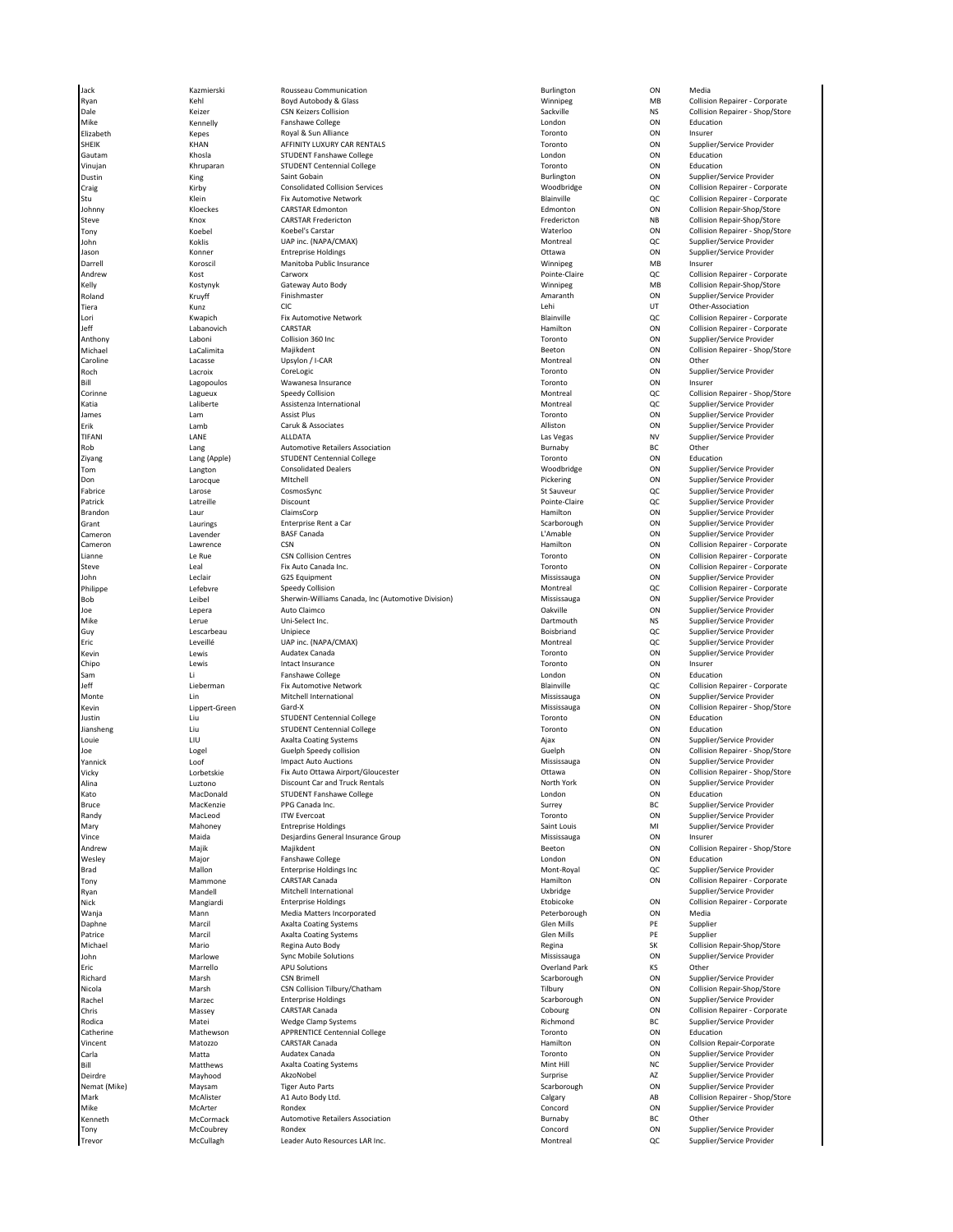| | | | | | |
|---|---|---|---|---|---|
| Jack | Kazmierski | Rousseau Communication | Burlington | ON | Media |
| Ryan | Kehl | Boyd Autobody & Glass | Winnipeg | MB | Collision Repairer - Corporate |
| Dale | Keizer | CSN Keizers Collision | Sackville | NS | Collision Repairer - Shop/Store |
| Mike | Kennelly | Fanshawe College | London | ON | Education |
| Elizabeth | Kepes | Royal & Sun Alliance | Toronto | ON | Insurer |
| SHEIK | KHAN | AFFINITY LUXURY CAR RENTALS | Toronto | ON | Supplier/Service Provider |
| Gautam | Khosla | STUDENT Fanshawe College | London | ON | Education |
| Vinujan | Khruparan | STUDENT Centennial College | Toronto | ON | Education |
| Dustin | King | Saint Gobain | Burlington | ON | Supplier/Service Provider |
| Craig | Kirby | Consolidated Collision Services | Woodbridge | ON | Collision Repairer - Corporate |
| Stu | Klein | Fix Automotive Network | Blainville | QC | Collision Repairer - Corporate |
| Johnny | Kloeckes | CARSTAR Edmonton | Edmonton | ON | Collision Repair-Shop/Store |
| Steve | Knox | CARSTAR Fredericton | Fredericton | NB | Collision Repair-Shop/Store |
| Tony | Koebel | Koebel's Carstar | Waterloo | ON | Collision Repairer - Shop/Store |
| John | Koklis | UAP inc. (NAPA/CMAX) | Montreal | QC | Supplier/Service Provider |
| Jason | Konner | Entreprise Holdings | Ottawa | ON | Supplier/Service Provider |
| Darrell | Koroscil | Manitoba Public Insurance | Winnipeg | MB | Insurer |
| Andrew | Kost | Carworx | Pointe-Claire | QC | Collision Repairer - Corporate |
| Kelly | Kostynyk | Gateway Auto Body | Winnipeg | MB | Collision Repair-Shop/Store |
| Roland | Kruyff | Finishmaster | Amaranth | ON | Supplier/Service Provider |
| Tiera | Kunz | CIC | Lehi | UT | Other-Association |
| Lori | Kwapich | Fix Automotive Network | Blainville | QC | Collision Repairer - Corporate |
| Jeff | Labanovich | CARSTAR | Hamilton | ON | Collision Repairer - Corporate |
| Anthony | Laboni | Collision 360 Inc | Toronto | ON | Supplier/Service Provider |
| Michael | LaCalimita | Majikdent | Beeton | ON | Collision Repairer - Shop/Store |
| Caroline | Lacasse | Upsylon / I-CAR | Montreal | ON | Other |
| Roch | Lacroix | CoreLogic | Toronto | ON | Supplier/Service Provider |
| Bill | Lagopoulos | Wawanesa Insurance | Toronto | ON | Insurer |
| Corinne | Lagueux | Speedy Collision | Montreal | QC | Collision Repairer - Shop/Store |
| Katia | Laliberte | Assistenza International | Montreal | QC | Supplier/Service Provider |
| James | Lam | Assist Plus | Toronto | ON | Supplier/Service Provider |
| Erik | Lamb | Caruk & Associates | Alliston | ON | Supplier/Service Provider |
| TIFANI | LANE | ALLDATA | Las Vegas | NV | Supplier/Service Provider |
| Rob | Lang | Automotive Retailers Association | Burnaby | BC | Other |
| Ziyang | Lang (Apple) | STUDENT Centennial College | Toronto | ON | Education |
| Tom | Langton | Consolidated Dealers | Woodbridge | ON | Supplier/Service Provider |
| Don | Larocque | MItchell | Pickering | ON | Supplier/Service Provider |
| Fabrice | Larose | CosmosSync | St Sauveur | QC | Supplier/Service Provider |
| Patrick | Latreille | Discount | Pointe-Claire | QC | Supplier/Service Provider |
| Brandon | Laur | ClaimsCorp | Hamilton | ON | Supplier/Service Provider |
| Grant | Laurings | Enterprise Rent a Car | Scarborough | ON | Supplier/Service Provider |
| Cameron | Lavender | BASF Canada | L'Amable | ON | Supplier/Service Provider |
| Cameron | Lawrence | CSN | Hamilton | ON | Collision Repairer - Corporate |
| Lianne | Le Rue | CSN Collision Centres | Toronto | ON | Collision Repairer - Corporate |
| Steve | Leal | Fix Auto Canada Inc. | Toronto | ON | Collision Repairer - Corporate |
| John | Leclair | G2S Equipment | Mississauga | ON | Supplier/Service Provider |
| Philippe | Lefebvre | Speedy Collision | Montreal | QC | Collision Repairer - Corporate |
| Bob | Leibel | Sherwin-Williams Canada, Inc (Automotive Division) | Mississauga | ON | Supplier/Service Provider |
| Joe | Lepera | Auto Claimco | Oakville | ON | Supplier/Service Provider |
| Mike | Lerue | Uni-Select Inc. | Dartmouth | NS | Supplier/Service Provider |
| Guy | Lescarbeau | Unipiece | Boisbriand | QC | Supplier/Service Provider |
| Eric | Leveillé | UAP inc. (NAPA/CMAX) | Montreal | QC | Supplier/Service Provider |
| Kevin | Lewis | Audatex Canada | Toronto | ON | Supplier/Service Provider |
| Chipo | Lewis | Intact Insurance | Toronto | ON | Insurer |
| Sam | Li | Fanshawe College | London | ON | Education |
| Jeff | Lieberman | Fix Automotive Network | Blainville | QC | Collision Repairer - Corporate |
| Monte | Lin | Mitchell International | Mississauga | ON | Supplier/Service Provider |
| Kevin | Lippert-Green | Gard-X | Mississauga | ON | Collision Repairer - Shop/Store |
| Justin | Liu | STUDENT Centennial College | Toronto | ON | Education |
| Jiansheng | Liu | STUDENT Centennial College | Toronto | ON | Education |
| Louie | LIU | Axalta Coating Systems | Ajax | ON | Supplier/Service Provider |
| Joe | Logel | Guelph Speedy collision | Guelph | ON | Collision Repairer - Shop/Store |
| Yannick | Loof | Impact Auto Auctions | Mississauga | ON | Supplier/Service Provider |
| Vicky | Lorbetskie | Fix Auto Ottawa Airport/Gloucester | Ottawa | ON | Collision Repairer - Shop/Store |
| Alina | Luztono | Discount Car and Truck Rentals | North York | ON | Supplier/Service Provider |
| Kato | MacDonald | STUDENT Fanshawe College | London | ON | Education |
| Bruce | MacKenzie | PPG Canada Inc. | Surrey | BC | Supplier/Service Provider |
| Randy | MacLeod | ITW Evercoat | Toronto | ON | Supplier/Service Provider |
| Mary | Mahoney | Entreprise Holdings | Saint Louis | MI | Supplier/Service Provider |
| Vince | Maida | Desjardins General Insurance Group | Mississauga | ON | Insurer |
| Andrew | Majik | Majikdent | Beeton | ON | Collision Repairer - Shop/Store |
| Wesley | Major | Fanshawe College | London | ON | Education |
| Brad | Mallon | Enterprise Holdings Inc | Mont-Royal | QC | Supplier/Service Provider |
| Tony | Mammone | CARSTAR Canada | Hamilton | ON | Collision Repairer - Corporate |
| Ryan | Mandell | Mitchell International | Uxbridge | | Supplier/Service Provider |
| Nick | Mangiardi | Enterprise Holdings | Etobicoke | ON | Collision Repairer - Corporate |
| Wanja | Mann | Media Matters Incorporated | Peterborough | ON | Media |
| Daphne | Marcil | Axalta Coating Systems | Glen Mills | PE | Supplier |
| Patrice | Marcil | Axalta Coating Systems | Glen Mills | PE | Supplier |
| Michael | Mario | Regina Auto Body | Regina | SK | Collision Repair-Shop/Store |
| John | Marlowe | Sync Mobile Solutions | Mississauga | ON | Supplier/Service Provider |
| Eric | Marrello | APU Solutions | Overland Park | KS | Other |
| Richard | Marsh | CSN Brimell | Scarborough | ON | Supplier/Service Provider |
| Nicola | Marsh | CSN Collision Tilbury/Chatham | Tilbury | ON | Collision Repair-Shop/Store |
| Rachel | Marzec | Enterprise Holdings | Scarborough | ON | Supplier/Service Provider |
| Chris | Massey | CARSTAR Canada | Cobourg | ON | Collision Repairer - Corporate |
| Rodica | Matei | Wedge Clamp Systems | Richmond | BC | Supplier/Service Provider |
| Catherine | Mathewson | APPRENTICE Centennial College | Toronto | ON | Education |
| Vincent | Matozzo | CARSTAR Canada | Hamilton | ON | Collsion Repair-Corporate |
| Carla | Matta | Audatex Canada | Toronto | ON | Supplier/Service Provider |
| Bill | Matthews | Axalta Coating Systems | Mint Hill | NC | Supplier/Service Provider |
| Deirdre | Mayhood | AkzoNobel | Surprise | AZ | Supplier/Service Provider |
| Nemat (Mike) | Maysam | Tiger Auto Parts | Scarborough | ON | Supplier/Service Provider |
| Mark | McAlister | A1 Auto Body Ltd. | Calgary | AB | Collision Repairer - Shop/Store |
| Mike | McArter | Rondex | Concord | ON | Supplier/Service Provider |
| Kenneth | McCormack | Automotive Retailers Association | Burnaby | BC | Other |
| Tony | McCoubrey | Rondex | Concord | ON | Supplier/Service Provider |
| Trevor | McCullagh | Leader Auto Resources LAR Inc. | Montreal | QC | Supplier/Service Provider |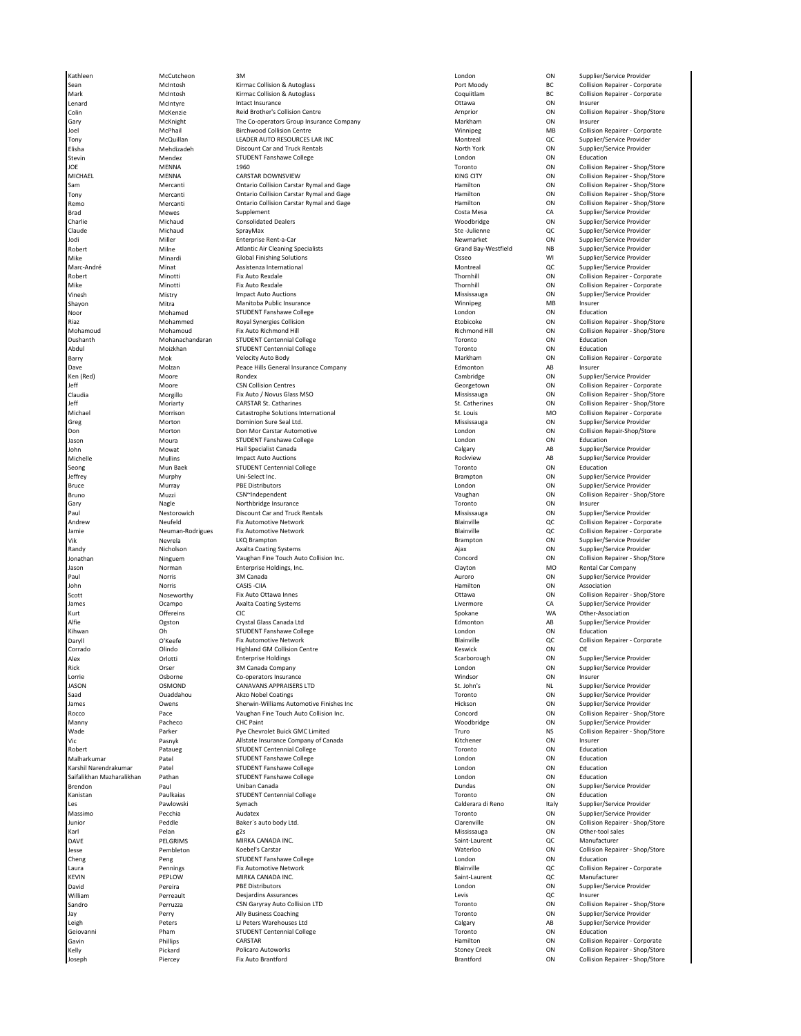| Kathleen | McCutcheon | 3M | London | ON | Supplier/Service Provider |
|---|---|---|---|---|---|
| Sean | McIntosh | Kirmac Collision & Autoglass | Port Moody | BC | Collision Repairer - Corporate |
| Mark | McIntosh | Kirmac Collision & Autoglass | Coquitlam | BC | Collision Repairer - Corporate |
| Lenard | McIntyre | Intact Insurance | Ottawa | ON | Insurer |
| Colin | McKenzie | Reid Brother's Collision Centre | Arnprior | ON | Collision Repairer - Shop/Store |
| Gary | McKnight | The Co-operators Group Insurance Company | Markham | ON | Insurer |
| Joel | McPhail | Birchwood Collision Centre | Winnipeg | MB | Collision Repairer - Corporate |
| Tony | McQuillan | LEADER AUTO RESOURCES LAR INC | Montreal | QC | Supplier/Service Provider |
| Elisha | Mehdizadeh | Discount Car and Truck Rentals | North York | ON | Supplier/Service Provider |
| Stevin | Mendez | STUDENT Fanshawe College | London | ON | Education |
| JOE | MENNA | 1960 | Toronto | ON | Collision Repairer - Shop/Store |
| MICHAEL | MENNA | CARSTAR DOWNSVIEW | KING CITY | ON | Collision Repairer - Shop/Store |
| Sam | Mercanti | Ontario Collision Carstar Rymal and Gage | Hamilton | ON | Collision Repairer - Shop/Store |
| Tony | Mercanti | Ontario Collision Carstar Rymal and Gage | Hamilton | ON | Collision Repairer - Shop/Store |
| Remo | Mercanti | Ontario Collision Carstar Rymal and Gage | Hamilton | ON | Collision Repairer - Shop/Store |
| Brad | Mewes | Supplement | Costa Mesa | CA | Supplier/Service Provider |
| Charlie | Michaud | Consolidated Dealers | Woodbridge | ON | Supplier/Service Provider |
| Claude | Michaud | SprayMax | Ste -Julienne | QC | Supplier/Service Provider |
| Jodi | Miller | Enterprise Rent-a-Car | Newmarket | ON | Supplier/Service Provider |
| Robert | Milne | Atlantic Air Cleaning Specialists | Grand Bay-Westfield | NB | Supplier/Service Provider |
| Mike | Minardi | Global Finishing Solutions | Osseo | WI | Supplier/Service Provider |
| Marc-André | Minat | Assistenza International | Montreal | QC | Supplier/Service Provider |
| Robert | Minotti | Fix Auto Rexdale | Thornhill | ON | Collision Repairer - Corporate |
| Mike | Minotti | Fix Auto Rexdale | Thornhill | ON | Collision Repairer - Corporate |
| Vinesh | Mistry | Impact Auto Auctions | Mississauga | ON | Supplier/Service Provider |
| Shayon | Mitra | Manitoba Public Insurance | Winnipeg | MB | Insurer |
| Noor | Mohamed | STUDENT Fanshawe College | London | ON | Education |
| Riaz | Mohammed | Royal Synergies Collision | Etobicoke | ON | Collision Repairer - Shop/Store |
| Mohamoud | Mohamoud | Fix Auto Richmond Hill | Richmond Hill | ON | Collision Repairer - Shop/Store |
| Dushanth | Mohanachandaran | STUDENT Centennial College | Toronto | ON | Education |
| Abdul | Moizkhan | STUDENT Centennial College | Toronto | ON | Education |
| Barry | Mok | Velocity Auto Body | Markham | ON | Collision Repairer - Corporate |
| Dave | Molzan | Peace Hills General Insurance Company | Edmonton | AB | Insurer |
| Ken (Red) | Moore | Rondex | Cambridge | ON | Supplier/Service Provider |
| Jeff | Moore | CSN Collision Centres | Georgetown | ON | Collision Repairer - Corporate |
| Claudia | Morgillo | Fix Auto / Novus Glass MSO | Mississauga | ON | Collision Repairer - Shop/Store |
| Jeff | Moriarty | CARSTAR St. Catharines | St. Catherines | ON | Collision Repairer - Shop/Store |
| Michael | Morrison | Catastrophe Solutions International | St. Louis | MO | Collision Repairer - Corporate |
| Greg | Morton | Dominion Sure Seal Ltd. | Mississauga | ON | Supplier/Service Provider |
| Don | Morton | Don Mor Carstar Automotive | London | ON | Collision Repair-Shop/Store |
| Jason | Moura | STUDENT Fanshawe College | London | ON | Education |
| John | Mowat | Hail Specialist Canada | Calgary | AB | Supplier/Service Provider |
| Michelle | Mullins | Impact Auto Auctions | Rockview | AB | Supplier/Service Provider |
| Seong | Mun Baek | STUDENT Centennial College | Toronto | ON | Education |
| Jeffrey | Murphy | Uni-Select Inc. | Brampton | ON | Supplier/Service Provider |
| Bruce | Murray | PBE Distributors | London | ON | Supplier/Service Provider |
| Bruno | Muzzi | CSN~Independent | Vaughan | ON | Collision Repairer - Shop/Store |
| Gary | Nagle | Northbridge Insurance | Toronto | ON | Insurer |
| Paul | Nestorowich | Discount Car and Truck Rentals | Mississauga | ON | Supplier/Service Provider |
| Andrew | Neufeld | Fix Automotive Network | Blainville | QC | Collision Repairer - Corporate |
| Jamie | Neuman-Rodrigues | Fix Automotive Network | Blainville | QC | Collision Repairer - Corporate |
| Vik | Nevrela | LKQ Brampton | Brampton | ON | Supplier/Service Provider |
| Randy | Nicholson | Axalta Coating Systems | Ajax | ON | Supplier/Service Provider |
| Jonathan | Ninguem | Vaughan Fine Touch Auto Collision Inc. | Concord | ON | Collision Repairer - Shop/Store |
| Jason | Norman | Enterprise Holdings, Inc. | Clayton | MO | Rental Car Company |
| Paul | Norris | 3M Canada | Auroro | ON | Supplier/Service Provider |
| John | Norris | CASIS -CIIA | Hamilton | ON | Association |
| Scott | Noseworthy | Fix Auto Ottawa Innes | Ottawa | ON | Collision Repairer - Shop/Store |
| James | Ocampo | Axalta Coating Systems | Livermore | CA | Supplier/Service Provider |
| Kurt | Offereins | CIC | Spokane | WA | Other-Association |
| Alfie | Ogston | Crystal Glass Canada Ltd | Edmonton | AB | Supplier/Service Provider |
| Kihwan | Oh | STUDENT Fanshawe College | London | ON | Education |
| Daryll | O'Keefe | Fix Automotive Network | Blainville | QC | Collision Repairer - Corporate |
| Corrado | Olindo | Highland GM Collision Centre | Keswick | ON | OE |
| Alex | Orlotti | Enterprise Holdings | Scarborough | ON | Supplier/Service Provider |
| Rick | Orser | 3M Canada Company | London | ON | Supplier/Service Provider |
| Lorrie | Osborne | Co-operators Insurance | Windsor | ON | Insurer |
| JASON | OSMOND | CANAVANS APPRAISERS LTD | St. John's | NL | Supplier/Service Provider |
| Saad | Ouaddahou | Akzo Nobel Coatings | Toronto | ON | Supplier/Service Provider |
| James | Owens | Sherwin-Williams Automotive Finishes Inc | Hickson | ON | Supplier/Service Provider |
| Rocco | Pace | Vaughan Fine Touch Auto Collision Inc. | Concord | ON | Collision Repairer - Shop/Store |
| Manny | Pacheco | CHC Paint | Woodbridge | ON | Supplier/Service Provider |
| Wade | Parker | Pye Chevrolet Buick GMC Limited | Truro | NS | Collision Repairer - Shop/Store |
| Vic | Pasnyk | Allstate Insurance Company of Canada | Kitchener | ON | Insurer |
| Robert | Pataueg | STUDENT Centennial College | Toronto | ON | Education |
| Malharkumar | Patel | STUDENT Fanshawe College | London | ON | Education |
| Karshil Narendrakumar | Patel | STUDENT Fanshawe College | London | ON | Education |
| Saifalikhan Mazharalikhan | Pathan | STUDENT Fanshawe College | London | ON | Education |
| Brendon | Paul | Uniban Canada | Dundas | ON | Supplier/Service Provider |
| Kanistan | Paulkaias | STUDENT Centennial College | Toronto | ON | Education |
| Les | Pawlowski | Symach | Calderara di Reno | Italy | Supplier/Service Provider |
| Massimo | Pecchia | Audatex | Toronto | ON | Supplier/Service Provider |
| Junior | Peddle | Baker`s auto body Ltd. | Clarenville | ON | Collision Repairer - Shop/Store |
| Karl | Pelan | g2s | Mississauga | ON | Other-tool sales |
| DAVE | PELGRIMS | MIRKA CANADA INC. | Saint-Laurent | QC | Manufacturer |
| Jesse | Pembleton | Koebel's Carstar | Waterloo | ON | Collision Repairer - Shop/Store |
| Cheng | Peng | STUDENT Fanshawe College | London | ON | Education |
| Laura | Pennings | Fix Automotive Network | Blainville | QC | Collision Repairer - Corporate |
| KEVIN | PEPLOW | MIRKA CANADA INC. | Saint-Laurent | QC | Manufacturer |
| David | Pereira | PBE Distributors | London | ON | Supplier/Service Provider |
| William | Perreault | Desjardins Assurances | Levis | QC | Insurer |
| Sandro | Perruzza | CSN Garyray Auto Collision LTD | Toronto | ON | Collision Repairer - Shop/Store |
| Jay | Perry | Ally Business Coaching | Toronto | ON | Supplier/Service Provider |
| Leigh | Peters | LJ Peters Warehouses Ltd | Calgary | AB | Supplier/Service Provider |
| Geiovanni | Pham | STUDENT Centennial College | Toronto | ON | Education |
| Gavin | Phillips | CARSTAR | Hamilton | ON | Collision Repairer - Corporate |
| Kelly | Pickard | Policaro Autoworks | Stoney Creek | ON | Collision Repairer - Shop/Store |
| Joseph | Piercey | Fix Auto Brantford | Brantford | ON | Collision Repairer - Shop/Store |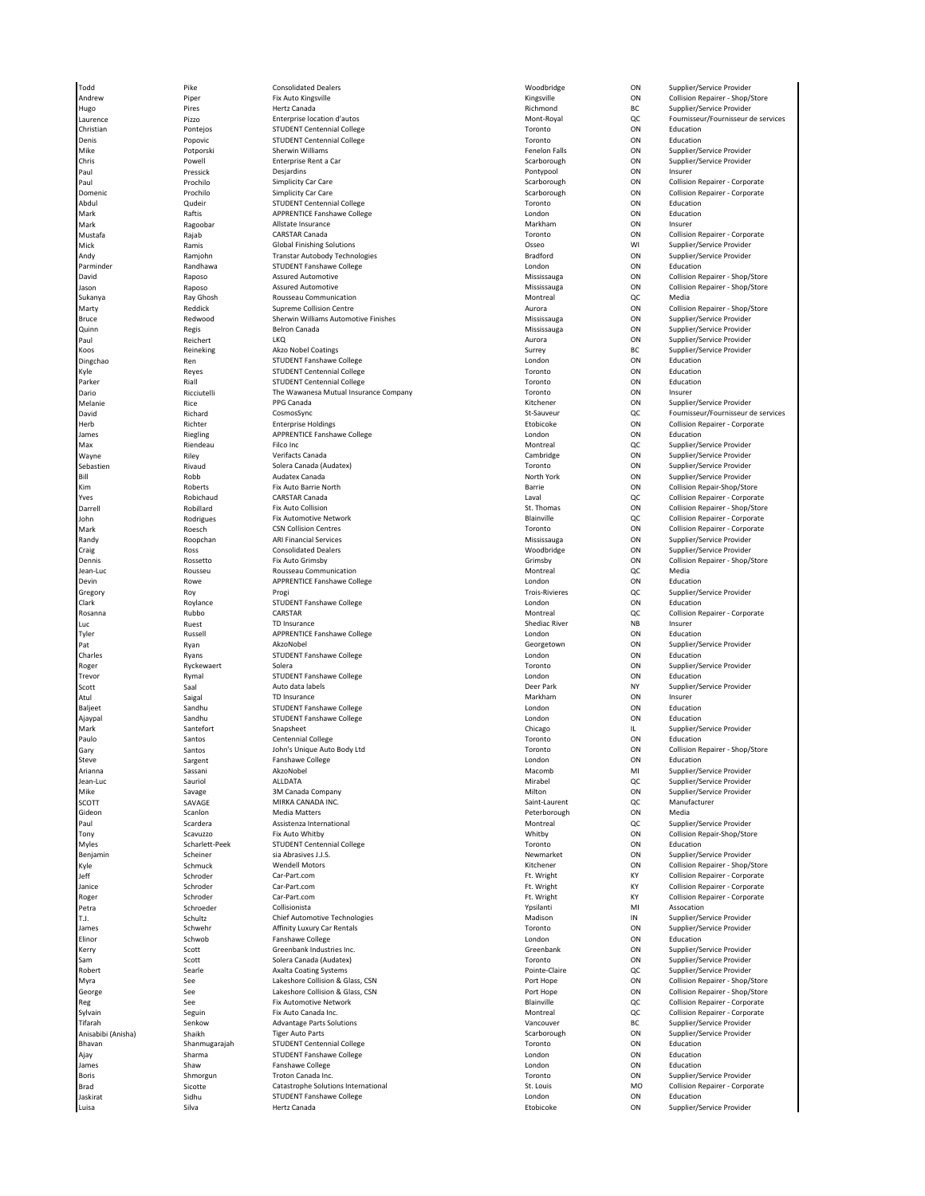| | | | | | |
|---|---|---|---|---|---|
| Todd | Pike | Consolidated Dealers | Woodbridge | ON | Supplier/Service Provider |
| Andrew | Piper | Fix Auto Kingsville | Kingsville | ON | Collision Repairer - Shop/Store |
| Hugo | Pires | Hertz Canada | Richmond | BC | Supplier/Service Provider |
| Laurence | Pizzo | Enterprise location d'autos | Mont-Royal | QC | Fournisseur/Fournisseur de services |
| Christian | Pontejos | STUDENT Centennial College | Toronto | ON | Education |
| Denis | Popovic | STUDENT Centennial College | Toronto | ON | Education |
| Mike | Potporski | Sherwin Williams | Fenelon Falls | ON | Supplier/Service Provider |
| Chris | Powell | Enterprise Rent a Car | Scarborough | ON | Supplier/Service Provider |
| Paul | Pressick | Desjardins | Pontypool | ON | Insurer |
| Paul | Prochilo | Simplicity Car Care | Scarborough | ON | Collision Repairer - Corporate |
| Domenic | Prochilo | Simplicity Car Care | Scarborough | ON | Collision Repairer - Corporate |
| Abdul | Qudeir | STUDENT Centennial College | Toronto | ON | Education |
| Mark | Raftis | APPRENTICE Fanshawe College | London | ON | Education |
| Mark | Ragoobar | Allstate Insurance | Markham | ON | Insurer |
| Mustafa | Rajab | CARSTAR Canada | Toronto | ON | Collision Repairer - Corporate |
| Mick | Ramis | Global Finishing Solutions | Osseo | WI | Supplier/Service Provider |
| Andy | Ramjohn | Transtar Autobody Technologies | Bradford | ON | Supplier/Service Provider |
| Parminder | Randhawa | STUDENT Fanshawe College | London | ON | Education |
| David | Raposo | Assured Automotive | Mississauga | ON | Collision Repairer - Shop/Store |
| Jason | Raposo | Assured Automotive | Mississauga | ON | Collision Repairer - Shop/Store |
| Sukanya | Ray Ghosh | Rousseau Communication | Montreal | QC | Media |
| Marty | Reddick | Supreme Collision Centre | Aurora | ON | Collision Repairer - Shop/Store |
| Bruce | Redwood | Sherwin Williams Automotive Finishes | Mississauga | ON | Supplier/Service Provider |
| Quinn | Regis | Belron Canada | Mississauga | ON | Supplier/Service Provider |
| Paul | Reichert | LKQ | Aurora | ON | Supplier/Service Provider |
| Koos | Reineking | Akzo Nobel Coatings | Surrey | BC | Supplier/Service Provider |
| Dingchao | Ren | STUDENT Fanshawe College | London | ON | Education |
| Kyle | Reyes | STUDENT Centennial College | Toronto | ON | Education |
| Parker | Riall | STUDENT Centennial College | Toronto | ON | Education |
| Dario | Ricciutelli | The Wawanesa Mutual Insurance Company | Toronto | ON | Insurer |
| Melanie | Rice | PPG Canada | Kitchener | ON | Supplier/Service Provider |
| David | Richard | CosmosSync | St-Sauveur | QC | Fournisseur/Fournisseur de services |
| Herb | Richter | Enterprise Holdings | Etobicoke | ON | Collision Repairer - Corporate |
| James | Riegling | APPRENTICE Fanshawe College | London | ON | Education |
| Max | Riendeau | Filco Inc | Montreal | QC | Supplier/Service Provider |
| Wayne | Riley | Verifacts Canada | Cambridge | ON | Supplier/Service Provider |
| Sebastien | Rivaud | Solera Canada (Audatex) | Toronto | ON | Supplier/Service Provider |
| Bill | Robb | Audatex Canada | North York | ON | Supplier/Service Provider |
| Kim | Roberts | Fix Auto Barrie North | Barrie | ON | Collision Repair-Shop/Store |
| Yves | Robichaud | CARSTAR Canada | Laval | QC | Collision Repairer - Corporate |
| Darrell | Robillard | Fix Auto Collision | St. Thomas | ON | Collision Repairer - Shop/Store |
| John | Rodrigues | Fix Automotive Network | Blainville | QC | Collision Repairer - Corporate |
| Mark | Roesch | CSN Collision Centres | Toronto | ON | Collision Repairer - Corporate |
| Randy | Roopchan | ARI Financial Services | Mississauga | ON | Supplier/Service Provider |
| Craig | Ross | Consolidated Dealers | Woodbridge | ON | Supplier/Service Provider |
| Dennis | Rossetto | Fix Auto Grimsby | Grimsby | ON | Collision Repairer - Shop/Store |
| Jean-Luc | Rousseu | Rousseau Communication | Montreal | QC | Media |
| Devin | Rowe | APPRENTICE Fanshawe College | London | ON | Education |
| Gregory | Roy | Progi | Trois-Rivieres | QC | Supplier/Service Provider |
| Clark | Roylance | STUDENT Fanshawe College | London | ON | Education |
| Rosanna | Rubbo | CARSTAR | Montreal | QC | Collision Repairer - Corporate |
| Luc | Ruest | TD Insurance | Shediac River | NB | Insurer |
| Tyler | Russell | APPRENTICE Fanshawe College | London | ON | Education |
| Pat | Ryan | AkzoNobel | Georgetown | ON | Supplier/Service Provider |
| Charles | Ryans | STUDENT Fanshawe College | London | ON | Education |
| Roger | Ryckewaert | Solera | Toronto | ON | Supplier/Service Provider |
| Trevor | Rymal | STUDENT Fanshawe College | London | ON | Education |
| Scott | Saal | Auto data labels | Deer Park | NY | Supplier/Service Provider |
| Atul | Saigal | TD Insurance | Markham | ON | Insurer |
| Baljeet | Sandhu | STUDENT Fanshawe College | London | ON | Education |
| Ajaypal | Sandhu | STUDENT Fanshawe College | London | ON | Education |
| Mark | Santefort | Snapsheet | Chicago | IL | Supplier/Service Provider |
| Paulo | Santos | Centennial College | Toronto | ON | Education |
| Gary | Santos | John's Unique Auto Body Ltd | Toronto | ON | Collision Repairer - Shop/Store |
| Steve | Sargent | Fanshawe College | London | ON | Education |
| Arianna | Sassani | AkzoNobel | Macomb | MI | Supplier/Service Provider |
| Jean-Luc | Sauriol | ALLDATA | Mirabel | QC | Supplier/Service Provider |
| Mike | Savage | 3M Canada Company | Milton | ON | Supplier/Service Provider |
| SCOTT | SAVAGE | MIRKA CANADA INC. | Saint-Laurent | QC | Manufacturer |
| Gideon | Scanlon | Media Matters | Peterborough | ON | Media |
| Paul | Scardera | Assistenza International | Montreal | QC | Supplier/Service Provider |
| Tony | Scavuzzo | Fix Auto Whitby | Whitby | ON | Collision Repair-Shop/Store |
| Myles | Scharlett-Peek | STUDENT Centennial College | Toronto | ON | Education |
| Benjamin | Scheiner | sia Abrasives J.J.S. | Newmarket | ON | Supplier/Service Provider |
| Kyle | Schmuck | Wendell Motors | Kitchener | ON | Collision Repairer - Shop/Store |
| Jeff | Schroder | Car-Part.com | Ft. Wright | KY | Collision Repairer - Corporate |
| Janice | Schroder | Car-Part.com | Ft. Wright | KY | Collision Repairer - Corporate |
| Roger | Schroder | Car-Part.com | Ft. Wright | KY | Collision Repairer - Corporate |
| Petra | Schroeder | Collisionista | Ypsilanti | MI | Assocation |
| T.J. | Schultz | Chief Automotive Technologies | Madison | IN | Supplier/Service Provider |
| James | Schwehr | Affinity Luxury Car Rentals | Toronto | ON | Supplier/Service Provider |
| Elinor | Schwob | Fanshawe College | London | ON | Education |
| Kerry | Scott | Greenbank Industries Inc. | Greenbank | ON | Supplier/Service Provider |
| Sam | Scott | Solera Canada (Audatex) | Toronto | ON | Supplier/Service Provider |
| Robert | Searle | Axalta Coating Systems | Pointe-Claire | QC | Supplier/Service Provider |
| Myra | See | Lakeshore Collision & Glass, CSN | Port Hope | ON | Collision Repairer - Shop/Store |
| George | See | Lakeshore Collision & Glass, CSN | Port Hope | ON | Collision Repairer - Shop/Store |
| Reg | See | Fix Automotive Network | Blainville | QC | Collision Repairer - Corporate |
| Sylvain | Seguin | Fix Auto Canada Inc. | Montreal | QC | Collision Repairer - Corporate |
| Tifarah | Senkow | Advantage Parts Solutions | Vancouver | BC | Supplier/Service Provider |
| Anisabibi (Anisha) | Shaikh | Tiger Auto Parts | Scarborough | ON | Supplier/Service Provider |
| Bhavan | Shanmugarajah | STUDENT Centennial College | Toronto | ON | Education |
| Ajay | Sharma | STUDENT Fanshawe College | London | ON | Education |
| James | Shaw | Fanshawe College | London | ON | Education |
| Boris | Shmorgun | Troton Canada Inc. | Toronto | ON | Supplier/Service Provider |
| Brad | Sicotte | Catastrophe Solutions International | St. Louis | MO | Collision Repairer - Corporate |
| Jaskirat | Sidhu | STUDENT Fanshawe College | London | ON | Education |
| Luisa | Silva | Hertz Canada | Etobicoke | ON | Supplier/Service Provider |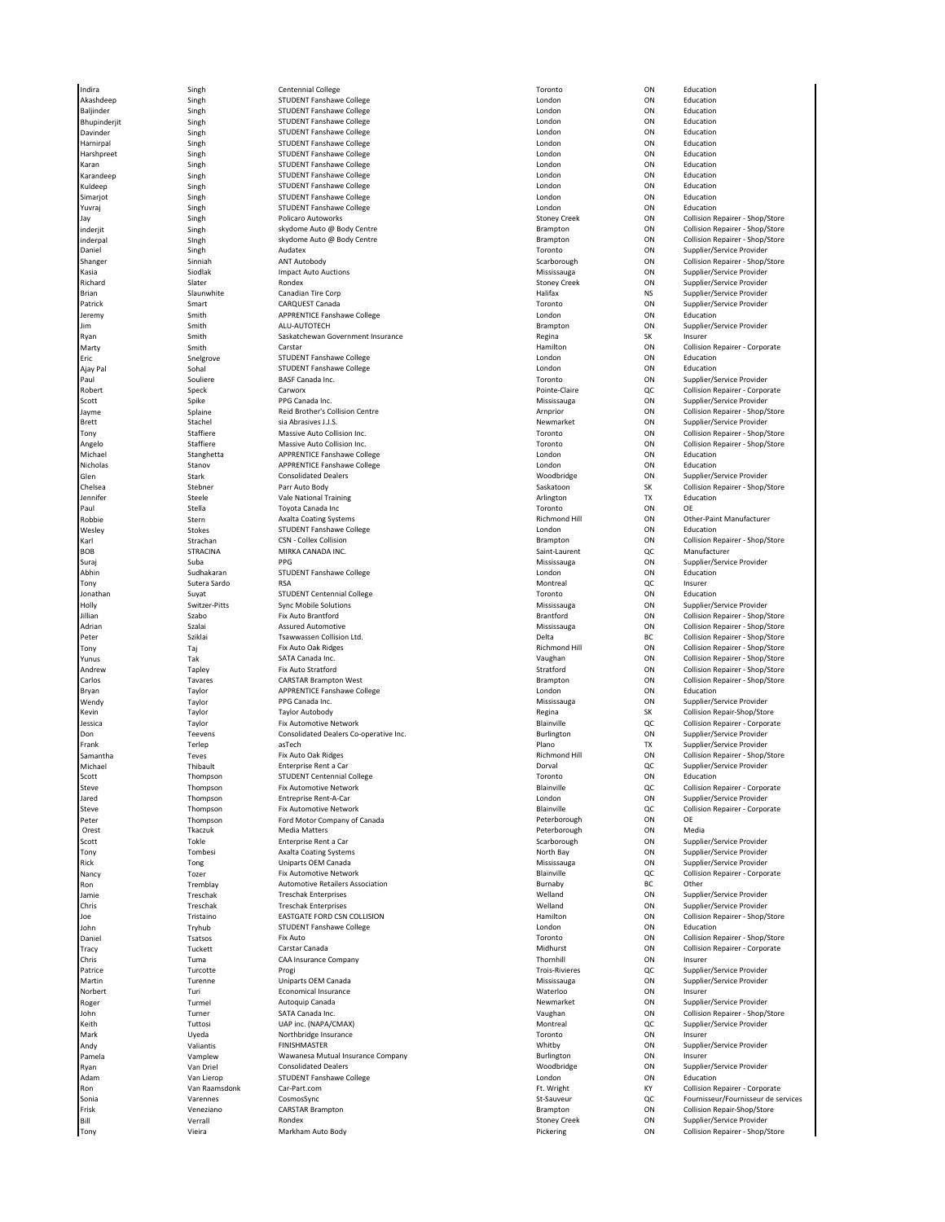| | | | | | |
|---|---|---|---|---|---|
| Indira | Singh | Centennial College | Toronto | ON | Education |
| Akashdeep | Singh | STUDENT Fanshawe College | London | ON | Education |
| Baljinder | Singh | STUDENT Fanshawe College | London | ON | Education |
| Bhupinderjit | Singh | STUDENT Fanshawe College | London | ON | Education |
| Davinder | Singh | STUDENT Fanshawe College | London | ON | Education |
| Harnirpal | Singh | STUDENT Fanshawe College | London | ON | Education |
| Harshpreet | Singh | STUDENT Fanshawe College | London | ON | Education |
| Karan | Singh | STUDENT Fanshawe College | London | ON | Education |
| Karandeep | Singh | STUDENT Fanshawe College | London | ON | Education |
| Kuldeep | Singh | STUDENT Fanshawe College | London | ON | Education |
| Simarjot | Singh | STUDENT Fanshawe College | London | ON | Education |
| Yuvraj | Singh | STUDENT Fanshawe College | London | ON | Education |
| Jay | Singh | Policaro Autoworks | Stoney Creek | ON | Collision Repairer - Shop/Store |
| inderjit | Singh | skydome Auto @ Body Centre | Brampton | ON | Collision Repairer - Shop/Store |
| inderpal | SIngh | skydome Auto @ Body Centre | Brampton | ON | Collision Repairer - Shop/Store |
| Daniel | Singh | Audatex | Toronto | ON | Supplier/Service Provider |
| Shanger | Sinniah | ANT Autobody | Scarborough | ON | Collision Repairer - Shop/Store |
| Kasia | Siodlak | Impact Auto Auctions | Mississauga | ON | Supplier/Service Provider |
| Richard | Slater | Rondex | Stoney Creek | ON | Supplier/Service Provider |
| Brian | Slaunwhite | Canadian Tire Corp | Halifax | NS | Supplier/Service Provider |
| Patrick | Smart | CARQUEST Canada | Toronto | ON | Supplier/Service Provider |
| Jeremy | Smith | APPRENTICE Fanshawe College | London | ON | Education |
| Jim | Smith | ALU-AUTOTECH | Brampton | ON | Supplier/Service Provider |
| Ryan | Smith | Saskatchewan Government Insurance | Regina | SK | Insurer |
| Marty | Smith | Carstar | Hamilton | ON | Collision Repairer - Corporate |
| Eric | Snelgrove | STUDENT Fanshawe College | London | ON | Education |
| Ajay Pal | Sohal | STUDENT Fanshawe College | London | ON | Education |
| Paul | Souliere | BASF Canada Inc. | Toronto | ON | Supplier/Service Provider |
| Robert | Speck | Carworx | Pointe-Claire | QC | Collision Repairer - Corporate |
| Scott | Spike | PPG Canada Inc. | Mississauga | ON | Supplier/Service Provider |
| Jayme | Splaine | Reid Brother's Collision Centre | Arnprior | ON | Collision Repairer - Shop/Store |
| Brett | Stachel | sia Abrasives J.J.S. | Newmarket | ON | Supplier/Service Provider |
| Tony | Staffiere | Massive Auto Collision Inc. | Toronto | ON | Collision Repairer - Shop/Store |
| Angelo | Staffiere | Massive Auto Collision Inc. | Toronto | ON | Collision Repairer - Shop/Store |
| Michael | Stanghetta | APPRENTICE Fanshawe College | London | ON | Education |
| Nicholas | Stanov | APPRENTICE Fanshawe College | London | ON | Education |
| Glen | Stark | Consolidated Dealers | Woodbridge | ON | Supplier/Service Provider |
| Chelsea | Stebner | Parr Auto Body | Saskatoon | SK | Collision Repairer - Shop/Store |
| Jennifer | Steele | Vale National Training | Arlington | TX | Education |
| Paul | Stella | Toyota Canada Inc | Toronto | ON | OE |
| Robbie | Stern | Axalta Coating Systems | Richmond Hill | ON | Other-Paint Manufacturer |
| Wesley | Stokes | STUDENT Fanshawe College | London | ON | Education |
| Karl | Strachan | CSN - Collex Collision | Brampton | ON | Collision Repairer - Shop/Store |
| BOB | STRACINA | MIRKA CANADA INC. | Saint-Laurent | QC | Manufacturer |
| Suraj | Suba | PPG | Mississauga | ON | Supplier/Service Provider |
| Abhin | Sudhakaran | STUDENT Fanshawe College | London | ON | Education |
| Tony | Sutera Sardo | RSA | Montreal | QC | Insurer |
| Jonathan | Suyat | STUDENT Centennial College | Toronto | ON | Education |
| Holly | Switzer-Pitts | Sync Mobile Solutions | Mississauga | ON | Supplier/Service Provider |
| Jillian | Szabo | Fix Auto Brantford | Brantford | ON | Collision Repairer - Shop/Store |
| Adrian | Szalai | Assured Automotive | Mississauga | ON | Collision Repairer - Shop/Store |
| Peter | Sziklai | Tsawwassen Collision Ltd. | Delta | BC | Collision Repairer - Shop/Store |
| Tony | Taj | Fix Auto Oak Ridges | Richmond Hill | ON | Collision Repairer - Shop/Store |
| Yunus | Tak | SATA Canada Inc. | Vaughan | ON | Collision Repairer - Shop/Store |
| Andrew | Tapley | Fix Auto Stratford | Stratford | ON | Collision Repairer - Shop/Store |
| Carlos | Tavares | CARSTAR Brampton West | Brampton | ON | Collision Repairer - Shop/Store |
| Bryan | Taylor | APPRENTICE Fanshawe College | London | ON | Education |
| Wendy | Taylor | PPG Canada Inc. | Mississauga | ON | Supplier/Service Provider |
| Kevin | Taylor | Taylor Autobody | Regina | SK | Collision Repair-Shop/Store |
| Jessica | Taylor | Fix Automotive Network | Blainville | QC | Collision Repairer - Corporate |
| Don | Teevens | Consolidated Dealers Co-operative Inc. | Burlington | ON | Supplier/Service Provider |
| Frank | Terlep | asTech | Plano | TX | Supplier/Service Provider |
| Samantha | Teves | Fix Auto Oak Ridges | Richmond Hill | ON | Collision Repairer - Shop/Store |
| Michael | Thibault | Enterprise Rent a Car | Dorval | QC | Supplier/Service Provider |
| Scott | Thompson | STUDENT Centennial College | Toronto | ON | Education |
| Steve | Thompson | Fix Automotive Network | Blainville | QC | Collision Repairer - Corporate |
| Jared | Thompson | Entreprise Rent-A-Car | London | ON | Supplier/Service Provider |
| Steve | Thompson | Fix Automotive Network | Blainville | QC | Collision Repairer - Corporate |
| Peter | Thompson | Ford Motor Company of Canada | Peterborough | ON | OE |
| Orest | Tkaczuk | Media Matters | Peterborough | ON | Media |
| Scott | Tokle | Enterprise Rent a Car | Scarborough | ON | Supplier/Service Provider |
| Tony | Tombesi | Axalta Coating Systems | North Bay | ON | Supplier/Service Provider |
| Rick | Tong | Uniparts OEM Canada | Mississauga | ON | Supplier/Service Provider |
| Nancy | Tozer | Fix Automotive Network | Blainville | QC | Collision Repairer - Corporate |
| Ron | Tremblay | Automotive Retailers Association | Burnaby | BC | Other |
| Jamie | Treschak | Treschak Enterprises | Welland | ON | Supplier/Service Provider |
| Chris | Treschak | Treschak Enterprises | Welland | ON | Supplier/Service Provider |
| Joe | Tristaino | EASTGATE FORD CSN COLLISION | Hamilton | ON | Collision Repairer - Shop/Store |
| John | Tryhub | STUDENT Fanshawe College | London | ON | Education |
| Daniel | Tsatsos | Fix Auto | Toronto | ON | Collision Repairer - Shop/Store |
| Tracy | Tuckett | Carstar Canada | Midhurst | ON | Collision Repairer - Corporate |
| Chris | Tuma | CAA Insurance Company | Thornhill | ON | Insurer |
| Patrice | Turcotte | Progi | Trois-Rivieres | QC | Supplier/Service Provider |
| Martin | Turenne | Uniparts OEM Canada | Mississauga | ON | Supplier/Service Provider |
| Norbert | Turi | Economical Insurance | Waterloo | ON | Insurer |
| Roger | Turmel | Autoquip Canada | Newmarket | ON | Supplier/Service Provider |
| John | Turner | SATA Canada Inc. | Vaughan | ON | Collision Repairer - Shop/Store |
| Keith | Tuttosi | UAP inc. (NAPA/CMAX) | Montreal | QC | Supplier/Service Provider |
| Mark | Uyeda | Northbridge Insurance | Toronto | ON | Insurer |
| Andy | Valiantis | FINISHMASTER | Whitby | ON | Supplier/Service Provider |
| Pamela | Vamplew | Wawanesa Mutual Insurance Company | Burlington | ON | Insurer |
| Ryan | Van Driel | Consolidated Dealers | Woodbridge | ON | Supplier/Service Provider |
| Adam | Van Lierop | STUDENT Fanshawe College | London | ON | Education |
| Ron | Van Raamsdonk | Car-Part.com | Ft. Wright | KY | Collision Repairer - Corporate |
| Sonia | Varennes | CosmosSync | St-Sauveur | QC | Fournisseur/Fournisseur de services |
| Frisk | Veneziano | CARSTAR Brampton | Brampton | ON | Collision Repair-Shop/Store |
| Bill | Verrall | Rondex | Stoney Creek | ON | Supplier/Service Provider |
| Tony | Vieira | Markham Auto Body | Pickering | ON | Collision Repairer - Shop/Store |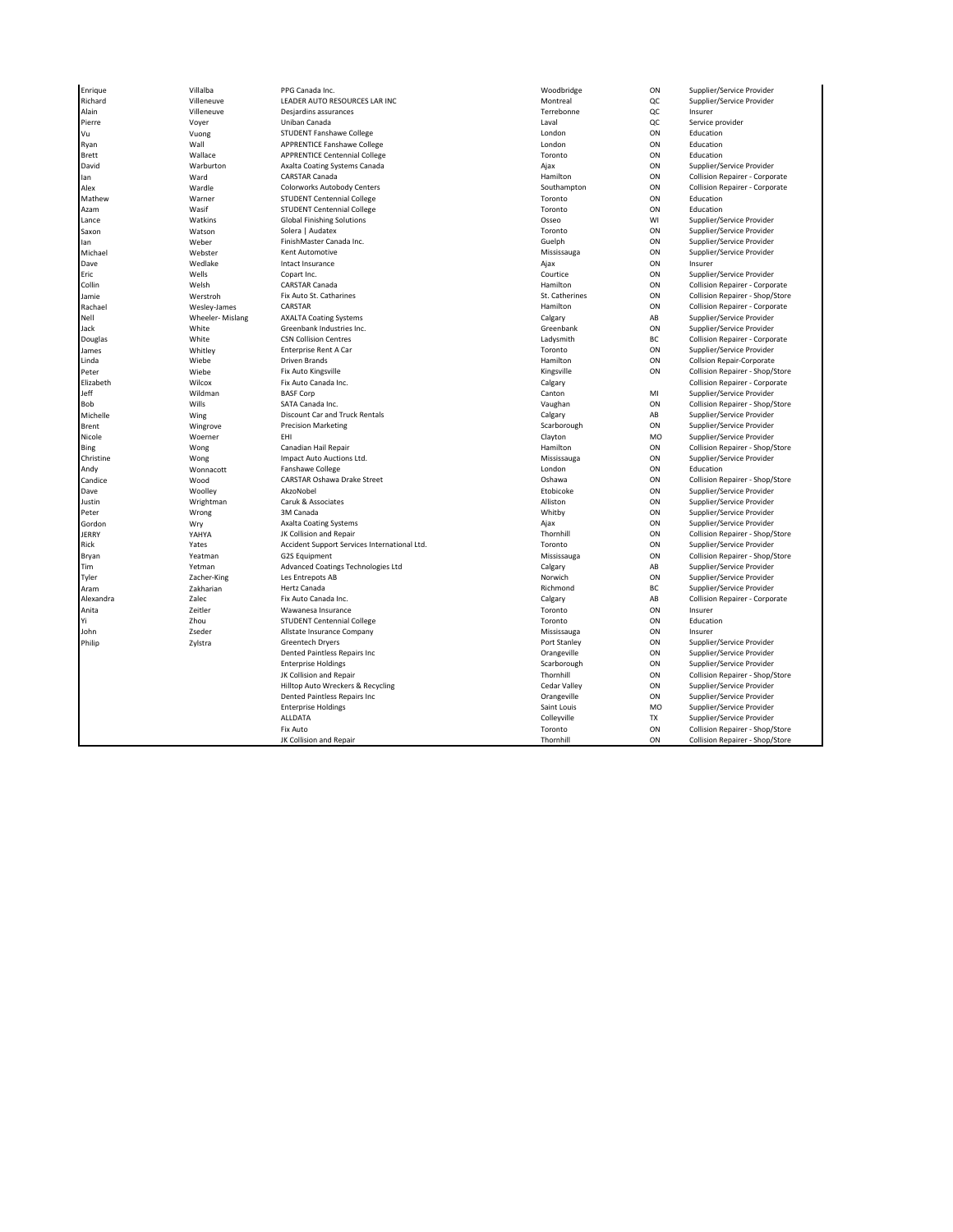| | | | | | |
|---|---|---|---|---|---|
| Enrique | Villalba | PPG Canada Inc. | Woodbridge | ON | Supplier/Service Provider |
| Richard | Villeneuve | LEADER AUTO RESOURCES LAR INC | Montreal | QC | Supplier/Service Provider |
| Alain | Villeneuve | Desjardins assurances | Terrebonne | QC | Insurer |
| Pierre | Voyer | Uniban Canada | Laval | QC | Service provider |
| Vu | Vuong | STUDENT Fanshawe College | London | ON | Education |
| Ryan | Wall | APPRENTICE Fanshawe College | London | ON | Education |
| Brett | Wallace | APPRENTICE Centennial College | Toronto | ON | Education |
| David | Warburton | Axalta Coating Systems Canada | Ajax | ON | Supplier/Service Provider |
| Ian | Ward | CARSTAR Canada | Hamilton | ON | Collision Repairer - Corporate |
| Alex | Wardle | Colorworks Autobody Centers | Southampton | ON | Collision Repairer - Corporate |
| Mathew | Warner | STUDENT Centennial College | Toronto | ON | Education |
| Azam | Wasif | STUDENT Centennial College | Toronto | ON | Education |
| Lance | Watkins | Global Finishing Solutions | Osseo | WI | Supplier/Service Provider |
| Saxon | Watson | Solera \| Audatex | Toronto | ON | Supplier/Service Provider |
| Ian | Weber | FinishMaster Canada Inc. | Guelph | ON | Supplier/Service Provider |
| Michael | Webster | Kent Automotive | Mississauga | ON | Supplier/Service Provider |
| Dave | Wedlake | Intact Insurance | Ajax | ON | Insurer |
| Eric | Wells | Copart Inc. | Courtice | ON | Supplier/Service Provider |
| Collin | Welsh | CARSTAR Canada | Hamilton | ON | Collision Repairer - Corporate |
| Jamie | Werstroh | Fix Auto St. Catharines | St. Catherines | ON | Collision Repairer - Shop/Store |
| Rachael | Wesley-James | CARSTAR | Hamilton | ON | Collision Repairer - Corporate |
| Nell | Wheeler- Mislang | AXALTA Coating Systems | Calgary | AB | Supplier/Service Provider |
| Jack | White | Greenbank Industries Inc. | Greenbank | ON | Supplier/Service Provider |
| Douglas | White | CSN Collision Centres | Ladysmith | BC | Collision Repairer - Corporate |
| James | Whitley | Enterprise Rent A Car | Toronto | ON | Supplier/Service Provider |
| Linda | Wiebe | Driven Brands | Hamilton | ON | Collsion Repair-Corporate |
| Peter | Wiebe | Fix Auto Kingsville | Kingsville | ON | Collision Repairer - Shop/Store |
| Elizabeth | Wilcox | Fix Auto Canada Inc. | Calgary | | Collision Repairer - Corporate |
| Jeff | Wildman | BASF Corp | Canton | MI | Supplier/Service Provider |
| Bob | Wills | SATA Canada Inc. | Vaughan | ON | Collision Repairer - Shop/Store |
| Michelle | Wing | Discount Car and Truck Rentals | Calgary | AB | Supplier/Service Provider |
| Brent | Wingrove | Precision Marketing | Scarborough | ON | Supplier/Service Provider |
| Nicole | Woerner | EHI | Clayton | MO | Supplier/Service Provider |
| Bing | Wong | Canadian Hail Repair | Hamilton | ON | Collision Repairer - Shop/Store |
| Christine | Wong | Impact Auto Auctions Ltd. | Mississauga | ON | Supplier/Service Provider |
| Andy | Wonnacott | Fanshawe College | London | ON | Education |
| Candice | Wood | CARSTAR Oshawa Drake Street | Oshawa | ON | Collision Repairer - Shop/Store |
| Dave | Woolley | AkzoNobel | Etobicoke | ON | Supplier/Service Provider |
| Justin | Wrightman | Caruk & Associates | Alliston | ON | Supplier/Service Provider |
| Peter | Wrong | 3M Canada | Whitby | ON | Supplier/Service Provider |
| Gordon | Wry | Axalta Coating Systems | Ajax | ON | Supplier/Service Provider |
| JERRY | YAHYA | JK Collision and Repair | Thornhill | ON | Collision Repairer - Shop/Store |
| Rick | Yates | Accident Support Services International Ltd. | Toronto | ON | Supplier/Service Provider |
| Bryan | Yeatman | G2S Equipment | Mississauga | ON | Collision Repairer - Shop/Store |
| Tim | Yetman | Advanced Coatings Technologies Ltd | Calgary | AB | Supplier/Service Provider |
| Tyler | Zacher-King | Les Entrepots AB | Norwich | ON | Supplier/Service Provider |
| Aram | Zakharian | Hertz Canada | Richmond | BC | Supplier/Service Provider |
| Alexandra | Zalec | Fix Auto Canada Inc. | Calgary | AB | Collision Repairer - Corporate |
| Anita | Zeitler | Wawanesa Insurance | Toronto | ON | Insurer |
| Yi | Zhou | STUDENT Centennial College | Toronto | ON | Education |
| John | Zseder | Allstate Insurance Company | Mississauga | ON | Insurer |
| Philip | Zylstra | Greentech Dryers | Port Stanley | ON | Supplier/Service Provider |
| | | Dented Paintless Repairs Inc | Orangeville | ON | Supplier/Service Provider |
| | | Enterprise Holdings | Scarborough | ON | Supplier/Service Provider |
| | | JK Collision and Repair | Thornhill | ON | Collision Repairer - Shop/Store |
| | | Hilltop Auto Wreckers & Recycling | Cedar Valley | ON | Supplier/Service Provider |
| | | Dented Paintless Repairs Inc | Orangeville | ON | Supplier/Service Provider |
| | | Enterprise Holdings | Saint Louis | MO | Supplier/Service Provider |
| | | ALLDATA | Colleyville | TX | Supplier/Service Provider |
| | | Fix Auto | Toronto | ON | Collision Repairer - Shop/Store |
| | | JK Collision and Repair | Thornhill | ON | Collision Repairer - Shop/Store |